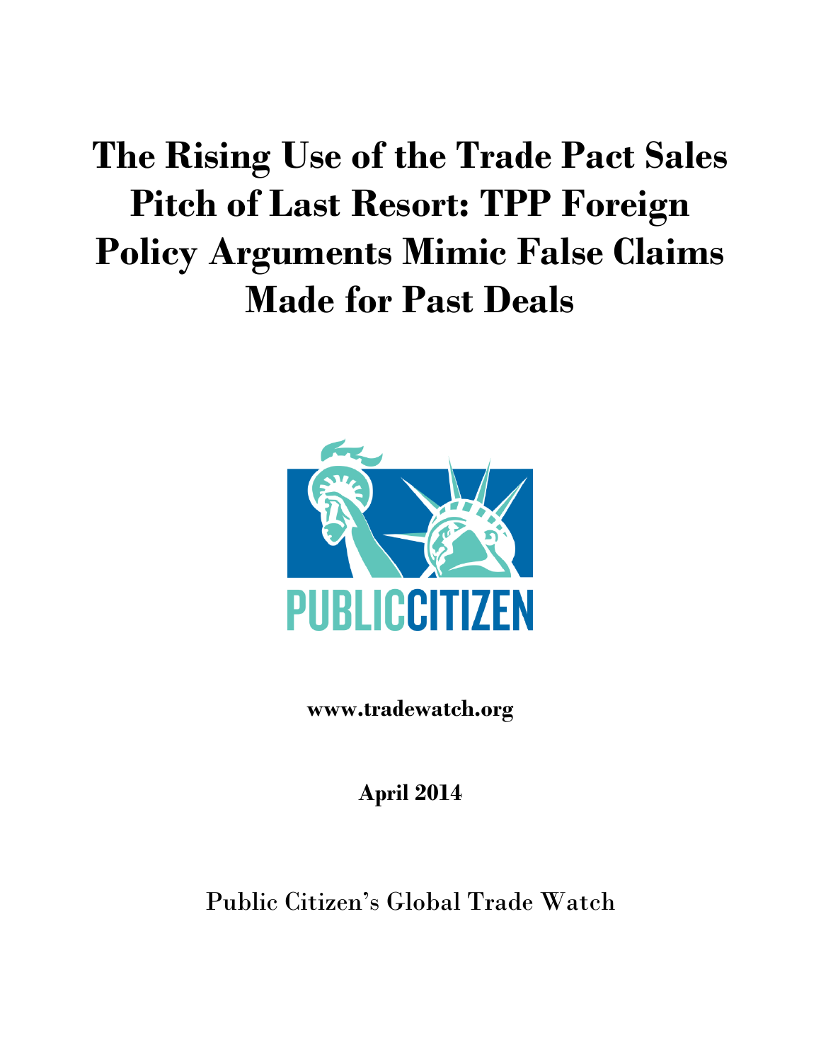# The Rising Use of the Trade Pact Sales Pitch of Last Resort: TPP Foreign Policy Arguments Mimic False Claims Made for Past Deals

PUBLIC CITIZEN

**www.tradewatch.org**

**April 2014**

Public Citizen's Global Trade Watch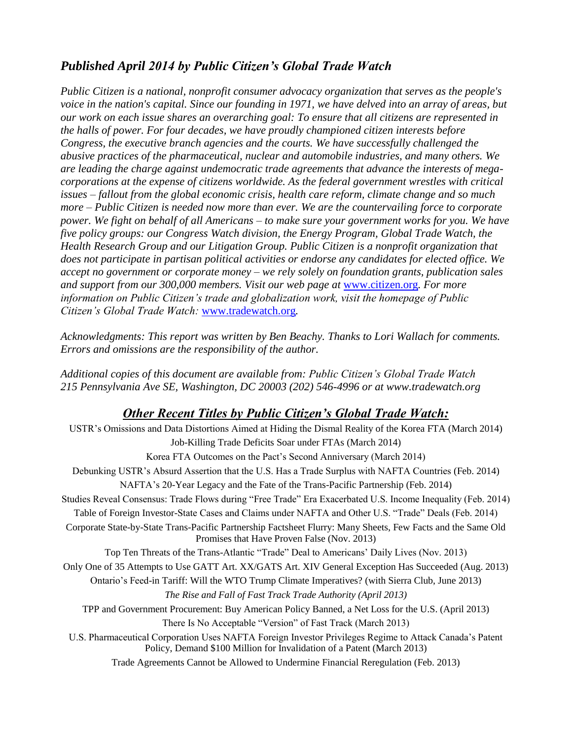## *Published April 2014 by Public Citizen's Global Trade Watch*

*Public Citizen is a national, nonprofit consumer advocacy organization that serves as the people's voice in the nation's capital. Since our founding in 1971, we have delved into an array of areas, but our work on each issue shares an overarching goal: To ensure that all citizens are represented in the halls of power. For four decades, we have proudly championed citizen interests before Congress, the executive branch agencies and the courts. We have successfully challenged the abusive practices of the pharmaceutical, nuclear and automobile industries, and many others. We are leading the charge against undemocratic trade agreements that advance the interests of mega-corporations at the expense of citizens worldwide. As the federal government wrestles with critical issues – fallout from the global economic crisis, health care reform, climate change and so much more – Public Citizen is needed now more than ever. We are the countervailing force to corporate power. We fight on behalf of all Americans – to make sure your government works for you. We have five policy groups: our Congress Watch division, the Energy Program, Global Trade Watch, the Health Research Group and our Litigation Group. Public Citizen is a nonprofit organization that does not participate in partisan political activities or endorse any candidates for elected office. We accept no government or corporate money – we rely solely on foundation grants, publication sales and support from our 300,000 members. Visit our web page at* [www.citizen.org](http://www.citizen.org). *For more information on Public Citizen's trade and globalization work, visit the homepage of Public Citizen's Global Trade Watch:* [www.tradewatch.org](http://www.tradewatch.org).

*Acknowledgments: This report was written by Ben Beachy. Thanks to Lori Wallach for comments. Errors and omissions are the responsibility of the author.*

*Additional copies of this document are available from: Public Citizen's Global Trade Watch 215 Pennsylvania Ave SE, Washington, DC 20003 (202) 546-4996 or at www.tradewatch.org*

## *Other Recent Titles by Public Citizen's Global Trade Watch:*

USTR's Omissions and Data Distortions Aimed at Hiding the Dismal Reality of the Korea FTA (March 2014)

Job-Killing Trade Deficits Soar under FTAs (March 2014)

Korea FTA Outcomes on the Pact's Second Anniversary (March 2014)

Debunking USTR's Absurd Assertion that the U.S. Has a Trade Surplus with NAFTA Countries (Feb. 2014)

NAFTA's 20-Year Legacy and the Fate of the Trans-Pacific Partnership (Feb. 2014)

Studies Reveal Consensus: Trade Flows during "Free Trade" Era Exacerbated U.S. Income Inequality (Feb. 2014)

Table of Foreign Investor-State Cases and Claims under NAFTA and Other U.S. "Trade" Deals (Feb. 2014)

Corporate State-by-State Trans-Pacific Partnership Factsheet Flurry: Many Sheets, Few Facts and the Same Old Promises that Have Proven False (Nov. 2013)

Top Ten Threats of the Trans-Atlantic "Trade" Deal to Americans' Daily Lives (Nov. 2013)

Only One of 35 Attempts to Use GATT Art. XX/GATS Art. XIV General Exception Has Succeeded (Aug. 2013)

Ontario's Feed-in Tariff: Will the WTO Trump Climate Imperatives? (with Sierra Club, June 2013)

*The Rise and Fall of Fast Track Trade Authority (April 2013)*

TPP and Government Procurement: Buy American Policy Banned, a Net Loss for the U.S. (April 2013)

There Is No Acceptable "Version" of Fast Track (March 2013)

U.S. Pharmaceutical Corporation Uses NAFTA Foreign Investor Privileges Regime to Attack Canada's Patent Policy, Demand $100 Million for Invalidation of a Patent (March 2013)

Trade Agreements Cannot be Allowed to Undermine Financial Reregulation (Feb. 2013)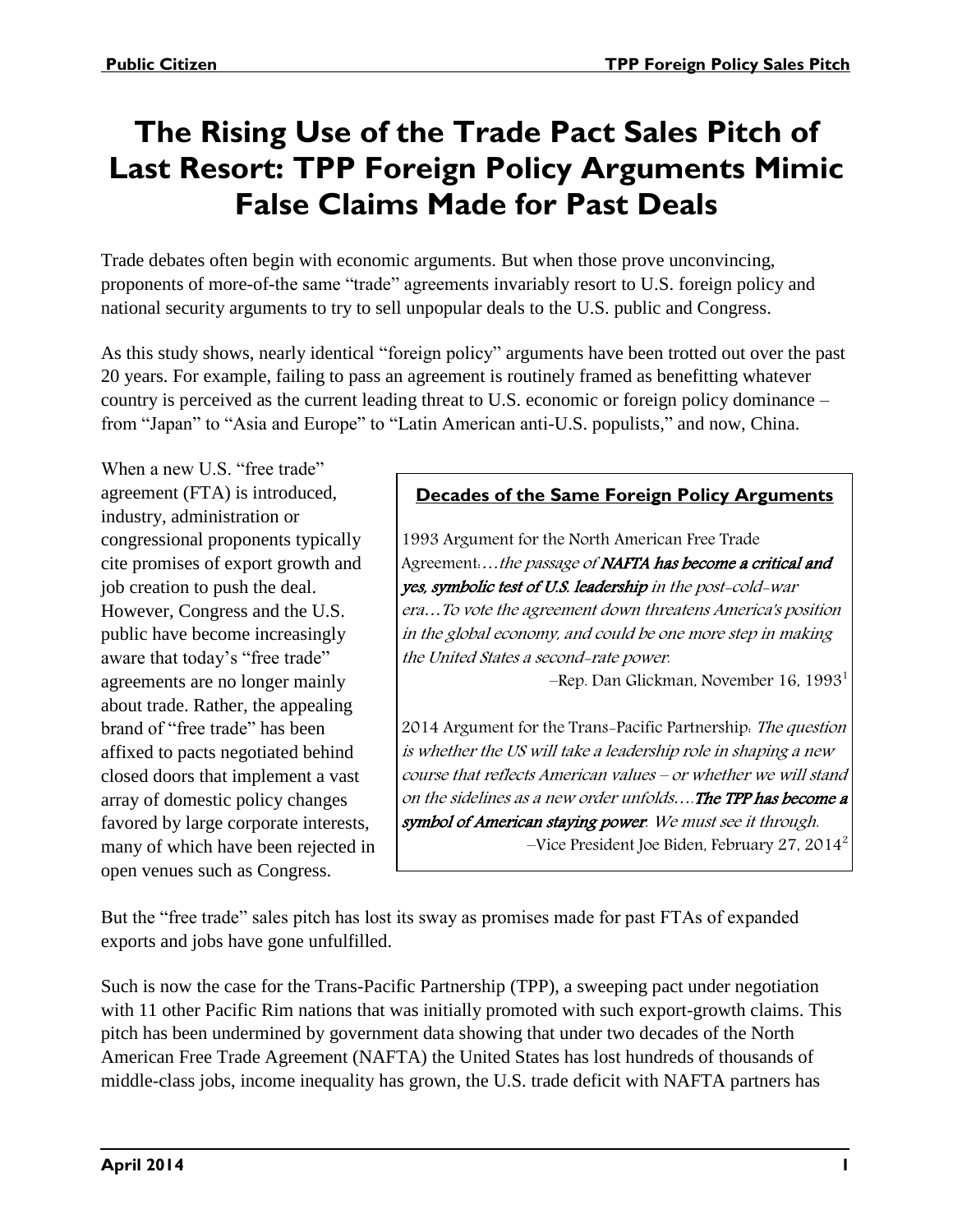# The Rising Use of the Trade Pact Sales Pitch of Last Resort: TPP Foreign Policy Arguments Mimic False Claims Made for Past Deals

Trade debates often begin with economic arguments. But when those prove unconvincing, proponents of more-of-the same "trade" agreements invariably resort to U.S. foreign policy and national security arguments to try to sell unpopular deals to the U.S. public and Congress.

As this study shows, nearly identical "foreign policy" arguments have been trotted out over the past 20 years. For example, failing to pass an agreement is routinely framed as benefitting whatever country is perceived as the current leading threat to U.S. economic or foreign policy dominance – from "Japan" to "Asia and Europe" to "Latin American anti-U.S. populists," and now, China.

When a new U.S. "free trade" agreement (FTA) is introduced, industry, administration or congressional proponents typically cite promises of export growth and job creation to push the deal. However, Congress and the U.S. public have become increasingly aware that today's "free trade" agreements are no longer mainly about trade. Rather, the appealing brand of "free trade" has been affixed to pacts negotiated behind closed doors that implement a vast array of domestic policy changes favored by large corporate interests, many of which have been rejected in open venues such as Congress.

> **Decades of the Same Foreign Policy Arguments**
>
> 1993 Argument for the North American Free Trade Agreement: *…the passage of **NAFTA has become a critical and yes, symbolic test of U.S. leadership** in the post-cold-war era…To vote the agreement down threatens America's position in the global economy, and could be one more step in making the United States a second-rate power.*
>
> –Rep. Dan Glickman, November 16, 1993[1]
>
> 2014 Argument for the Trans-Pacific Partnership: *The question is whether the US will take a leadership role in shaping a new course that reflects American values – or whether we will stand on the sidelines as a new order unfolds….**The TPP has become a symbol of American staying power**. We must see it through.*
>
> –Vice President Joe Biden, February 27, 2014[2]

But the "free trade" sales pitch has lost its sway as promises made for past FTAs of expanded exports and jobs have gone unfulfilled.

Such is now the case for the Trans-Pacific Partnership (TPP), a sweeping pact under negotiation with 11 other Pacific Rim nations that was initially promoted with such export-growth claims. This pitch has been undermined by government data showing that under two decades of the North American Free Trade Agreement (NAFTA) the United States has lost hundreds of thousands of middle-class jobs, income inequality has grown, the U.S. trade deficit with NAFTA partners has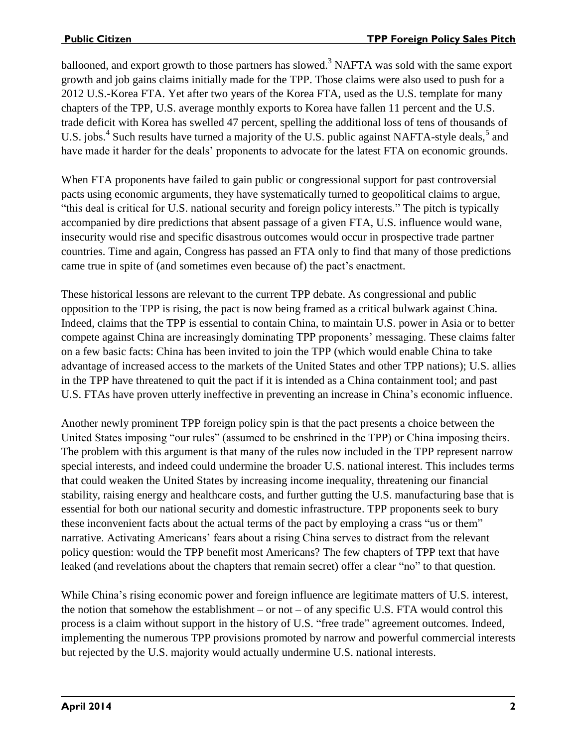ballooned, and export growth to those partners has slowed.[3] NAFTA was sold with the same export growth and job gains claims initially made for the TPP. Those claims were also used to push for a 2012 U.S.-Korea FTA. Yet after two years of the Korea FTA, used as the U.S. template for many chapters of the TPP, U.S. average monthly exports to Korea have fallen 11 percent and the U.S. trade deficit with Korea has swelled 47 percent, spelling the additional loss of tens of thousands of U.S. jobs.[4] Such results have turned a majority of the U.S. public against NAFTA-style deals,[5] and have made it harder for the deals' proponents to advocate for the latest FTA on economic grounds.

When FTA proponents have failed to gain public or congressional support for past controversial pacts using economic arguments, they have systematically turned to geopolitical claims to argue, "this deal is critical for U.S. national security and foreign policy interests." The pitch is typically accompanied by dire predictions that absent passage of a given FTA, U.S. influence would wane, insecurity would rise and specific disastrous outcomes would occur in prospective trade partner countries. Time and again, Congress has passed an FTA only to find that many of those predictions came true in spite of (and sometimes even because of) the pact's enactment.

These historical lessons are relevant to the current TPP debate. As congressional and public opposition to the TPP is rising, the pact is now being framed as a critical bulwark against China. Indeed, claims that the TPP is essential to contain China, to maintain U.S. power in Asia or to better compete against China are increasingly dominating TPP proponents' messaging. These claims falter on a few basic facts: China has been invited to join the TPP (which would enable China to take advantage of increased access to the markets of the United States and other TPP nations); U.S. allies in the TPP have threatened to quit the pact if it is intended as a China containment tool; and past U.S. FTAs have proven utterly ineffective in preventing an increase in China's economic influence.

Another newly prominent TPP foreign policy spin is that the pact presents a choice between the United States imposing "our rules" (assumed to be enshrined in the TPP) or China imposing theirs. The problem with this argument is that many of the rules now included in the TPP represent narrow special interests, and indeed could undermine the broader U.S. national interest. This includes terms that could weaken the United States by increasing income inequality, threatening our financial stability, raising energy and healthcare costs, and further gutting the U.S. manufacturing base that is essential for both our national security and domestic infrastructure. TPP proponents seek to bury these inconvenient facts about the actual terms of the pact by employing a crass "us or them" narrative. Activating Americans' fears about a rising China serves to distract from the relevant policy question: would the TPP benefit most Americans? The few chapters of TPP text that have leaked (and revelations about the chapters that remain secret) offer a clear "no" to that question.

While China's rising economic power and foreign influence are legitimate matters of U.S. interest, the notion that somehow the establishment – or not – of any specific U.S. FTA would control this process is a claim without support in the history of U.S. "free trade" agreement outcomes. Indeed, implementing the numerous TPP provisions promoted by narrow and powerful commercial interests but rejected by the U.S. majority would actually undermine U.S. national interests.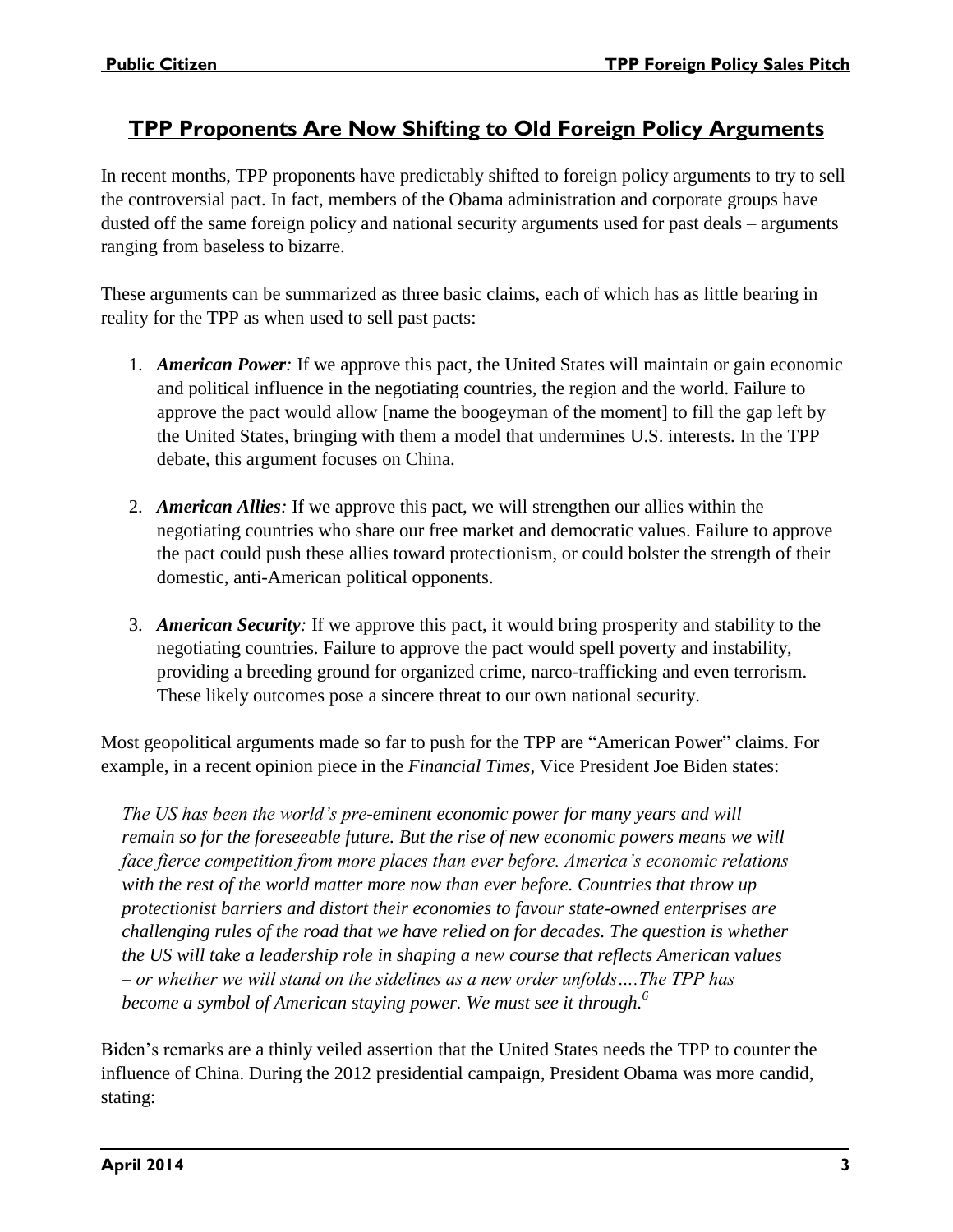## TPP Proponents Are Now Shifting to Old Foreign Policy Arguments

In recent months, TPP proponents have predictably shifted to foreign policy arguments to try to sell the controversial pact. In fact, members of the Obama administration and corporate groups have dusted off the same foreign policy and national security arguments used for past deals – arguments ranging from baseless to bizarre.

These arguments can be summarized as three basic claims, each of which has as little bearing in reality for the TPP as when used to sell past pacts:

1. ***American Power:*** If we approve this pact, the United States will maintain or gain economic and political influence in the negotiating countries, the region and the world. Failure to approve the pact would allow [name the boogeyman of the moment] to fill the gap left by the United States, bringing with them a model that undermines U.S. interests. In the TPP debate, this argument focuses on China.

2. ***American Allies:*** If we approve this pact, we will strengthen our allies within the negotiating countries who share our free market and democratic values. Failure to approve the pact could push these allies toward protectionism, or could bolster the strength of their domestic, anti-American political opponents.

3. ***American Security:*** If we approve this pact, it would bring prosperity and stability to the negotiating countries. Failure to approve the pact would spell poverty and instability, providing a breeding ground for organized crime, narco-trafficking and even terrorism. These likely outcomes pose a sincere threat to our own national security.

Most geopolitical arguments made so far to push for the TPP are "American Power" claims. For example, in a recent opinion piece in the *Financial Times*, Vice President Joe Biden states:

> *The US has been the world's pre-eminent economic power for many years and will remain so for the foreseeable future. But the rise of new economic powers means we will face fierce competition from more places than ever before. America's economic relations with the rest of the world matter more now than ever before. Countries that throw up protectionist barriers and distort their economies to favour state-owned enterprises are challenging rules of the road that we have relied on for decades. The question is whether the US will take a leadership role in shaping a new course that reflects American values – or whether we will stand on the sidelines as a new order unfolds….The TPP has become a symbol of American staying power. We must see it through.*[6]

Biden's remarks are a thinly veiled assertion that the United States needs the TPP to counter the influence of China. During the 2012 presidential campaign, President Obama was more candid, stating: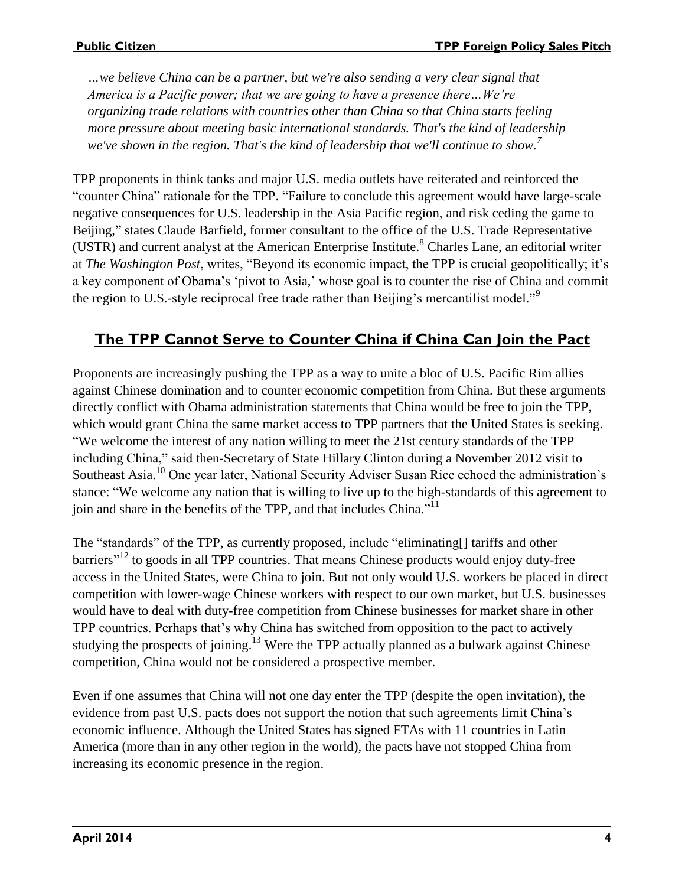*…we believe China can be a partner, but we're also sending a very clear signal that America is a Pacific power; that we are going to have a presence there…We're organizing trade relations with countries other than China so that China starts feeling more pressure about meeting basic international standards. That's the kind of leadership we've shown in the region. That's the kind of leadership that we'll continue to show.*[7]

TPP proponents in think tanks and major U.S. media outlets have reiterated and reinforced the "counter China" rationale for the TPP. "Failure to conclude this agreement would have large-scale negative consequences for U.S. leadership in the Asia Pacific region, and risk ceding the game to Beijing," states Claude Barfield, former consultant to the office of the U.S. Trade Representative (USTR) and current analyst at the American Enterprise Institute.[8] Charles Lane, an editorial writer at *The Washington Post*, writes, "Beyond its economic impact, the TPP is crucial geopolitically; it's a key component of Obama's 'pivot to Asia,' whose goal is to counter the rise of China and commit the region to U.S.-style reciprocal free trade rather than Beijing's mercantilist model."[9]

## The TPP Cannot Serve to Counter China if China Can Join the Pact

Proponents are increasingly pushing the TPP as a way to unite a bloc of U.S. Pacific Rim allies against Chinese domination and to counter economic competition from China. But these arguments directly conflict with Obama administration statements that China would be free to join the TPP, which would grant China the same market access to TPP partners that the United States is seeking. "We welcome the interest of any nation willing to meet the 21st century standards of the TPP – including China," said then-Secretary of State Hillary Clinton during a November 2012 visit to Southeast Asia.[10] One year later, National Security Adviser Susan Rice echoed the administration's stance: "We welcome any nation that is willing to live up to the high-standards of this agreement to join and share in the benefits of the TPP, and that includes China."[11]

The "standards" of the TPP, as currently proposed, include "eliminating[] tariffs and other barriers"[12] to goods in all TPP countries. That means Chinese products would enjoy duty-free access in the United States, were China to join. But not only would U.S. workers be placed in direct competition with lower-wage Chinese workers with respect to our own market, but U.S. businesses would have to deal with duty-free competition from Chinese businesses for market share in other TPP countries. Perhaps that's why China has switched from opposition to the pact to actively studying the prospects of joining.[13] Were the TPP actually planned as a bulwark against Chinese competition, China would not be considered a prospective member.

Even if one assumes that China will not one day enter the TPP (despite the open invitation), the evidence from past U.S. pacts does not support the notion that such agreements limit China's economic influence. Although the United States has signed FTAs with 11 countries in Latin America (more than in any other region in the world), the pacts have not stopped China from increasing its economic presence in the region.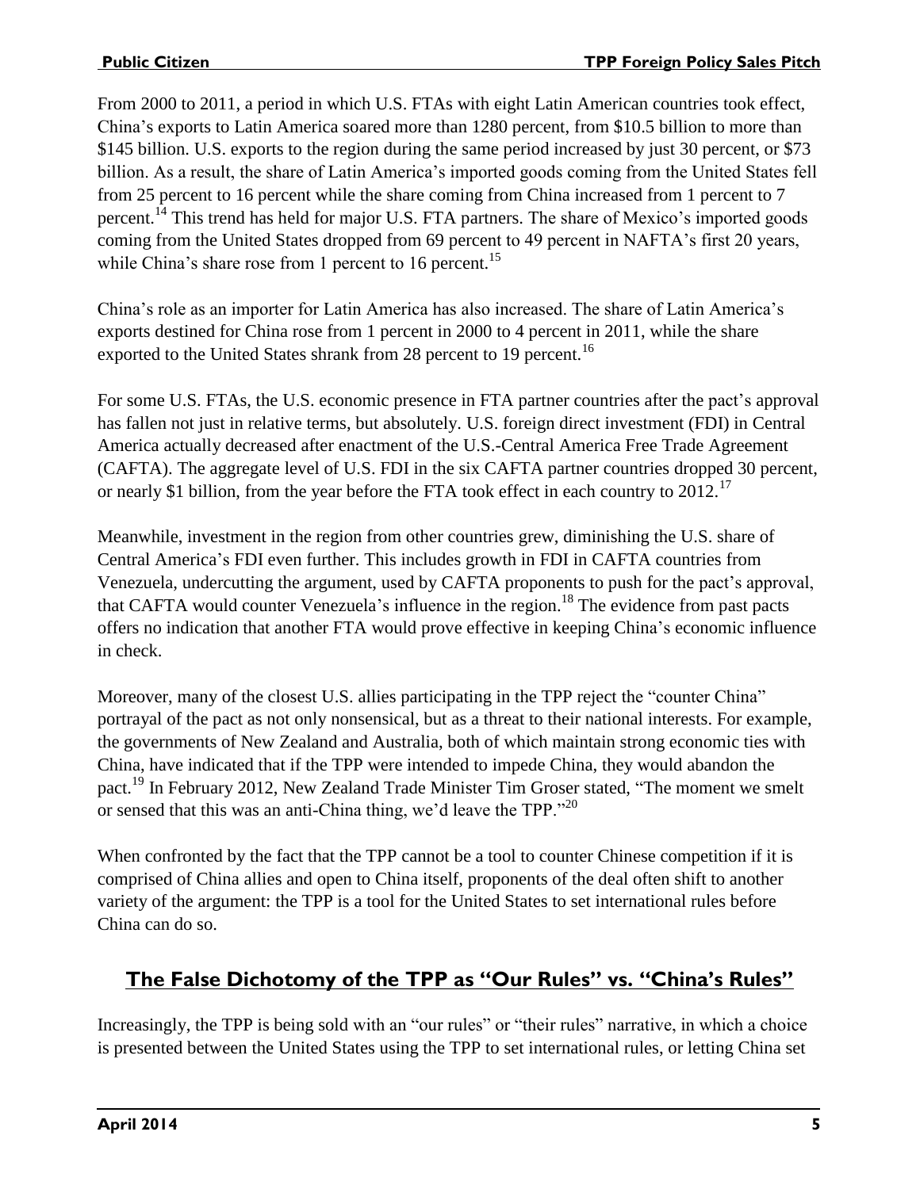From 2000 to 2011, a period in which U.S. FTAs with eight Latin American countries took effect, China's exports to Latin America soared more than 1280 percent, from $10.5 billion to more than $145 billion. U.S. exports to the region during the same period increased by just 30 percent, or $73 billion. As a result, the share of Latin America's imported goods coming from the United States fell from 25 percent to 16 percent while the share coming from China increased from 1 percent to 7 percent.[14] This trend has held for major U.S. FTA partners. The share of Mexico's imported goods coming from the United States dropped from 69 percent to 49 percent in NAFTA's first 20 years, while China's share rose from 1 percent to 16 percent.[15]

China's role as an importer for Latin America has also increased. The share of Latin America's exports destined for China rose from 1 percent in 2000 to 4 percent in 2011, while the share exported to the United States shrank from 28 percent to 19 percent.[16]

For some U.S. FTAs, the U.S. economic presence in FTA partner countries after the pact's approval has fallen not just in relative terms, but absolutely. U.S. foreign direct investment (FDI) in Central America actually decreased after enactment of the U.S.-Central America Free Trade Agreement (CAFTA). The aggregate level of U.S. FDI in the six CAFTA partner countries dropped 30 percent, or nearly $1 billion, from the year before the FTA took effect in each country to 2012.[17]

Meanwhile, investment in the region from other countries grew, diminishing the U.S. share of Central America's FDI even further. This includes growth in FDI in CAFTA countries from Venezuela, undercutting the argument, used by CAFTA proponents to push for the pact's approval, that CAFTA would counter Venezuela's influence in the region.[18] The evidence from past pacts offers no indication that another FTA would prove effective in keeping China's economic influence in check.

Moreover, many of the closest U.S. allies participating in the TPP reject the "counter China" portrayal of the pact as not only nonsensical, but as a threat to their national interests. For example, the governments of New Zealand and Australia, both of which maintain strong economic ties with China, have indicated that if the TPP were intended to impede China, they would abandon the pact.[19] In February 2012, New Zealand Trade Minister Tim Groser stated, "The moment we smelt or sensed that this was an anti-China thing, we'd leave the TPP."[20]

When confronted by the fact that the TPP cannot be a tool to counter Chinese competition if it is comprised of China allies and open to China itself, proponents of the deal often shift to another variety of the argument: the TPP is a tool for the United States to set international rules before China can do so.

## The False Dichotomy of the TPP as "Our Rules" vs. "China's Rules"

Increasingly, the TPP is being sold with an "our rules" or "their rules" narrative, in which a choice is presented between the United States using the TPP to set international rules, or letting China set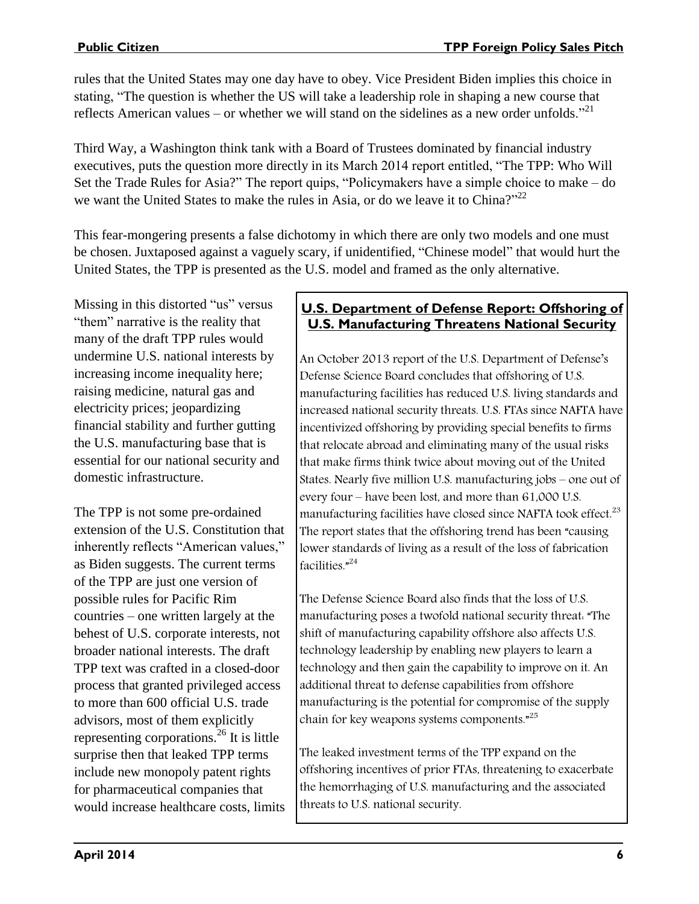rules that the United States may one day have to obey. Vice President Biden implies this choice in stating, "The question is whether the US will take a leadership role in shaping a new course that reflects American values – or whether we will stand on the sidelines as a new order unfolds."[21]

Third Way, a Washington think tank with a Board of Trustees dominated by financial industry executives, puts the question more directly in its March 2014 report entitled, "The TPP: Who Will Set the Trade Rules for Asia?" The report quips, "Policymakers have a simple choice to make – do we want the United States to make the rules in Asia, or do we leave it to China?"[22]

This fear-mongering presents a false dichotomy in which there are only two models and one must be chosen. Juxtaposed against a vaguely scary, if unidentified, "Chinese model" that would hurt the United States, the TPP is presented as the U.S. model and framed as the only alternative.

Missing in this distorted "us" versus "them" narrative is the reality that many of the draft TPP rules would undermine U.S. national interests by increasing income inequality here; raising medicine, natural gas and electricity prices; jeopardizing financial stability and further gutting the U.S. manufacturing base that is essential for our national security and domestic infrastructure.

The TPP is not some pre-ordained extension of the U.S. Constitution that inherently reflects "American values," as Biden suggests. The current terms of the TPP are just one version of possible rules for Pacific Rim countries – one written largely at the behest of U.S. corporate interests, not broader national interests. The draft TPP text was crafted in a closed-door process that granted privileged access to more than 600 official U.S. trade advisors, most of them explicitly representing corporations.[26] It is little surprise then that leaked TPP terms include new monopoly patent rights for pharmaceutical companies that would increase healthcare costs, limits

### U.S. Department of Defense Report: Offshoring of U.S. Manufacturing Threatens National Security

An October 2013 report of the U.S. Department of Defense's Defense Science Board concludes that offshoring of U.S. manufacturing facilities has reduced U.S. living standards and increased national security threats. U.S. FTAs since NAFTA have incentivized offshoring by providing special benefits to firms that relocate abroad and eliminating many of the usual risks that make firms think twice about moving out of the United States. Nearly five million U.S. manufacturing jobs – one out of every four – have been lost, and more than 61,000 U.S. manufacturing facilities have closed since NAFTA took effect.[23] The report states that the offshoring trend has been "causing lower standards of living as a result of the loss of fabrication facilities."[24]

The Defense Science Board also finds that the loss of U.S. manufacturing poses a twofold national security threat: "The shift of manufacturing capability offshore also affects U.S. technology leadership by enabling new players to learn a technology and then gain the capability to improve on it. An additional threat to defense capabilities from offshore manufacturing is the potential for compromise of the supply chain for key weapons systems components."[25]

The leaked investment terms of the TPP expand on the offshoring incentives of prior FTAs, threatening to exacerbate the hemorrhaging of U.S. manufacturing and the associated threats to U.S. national security.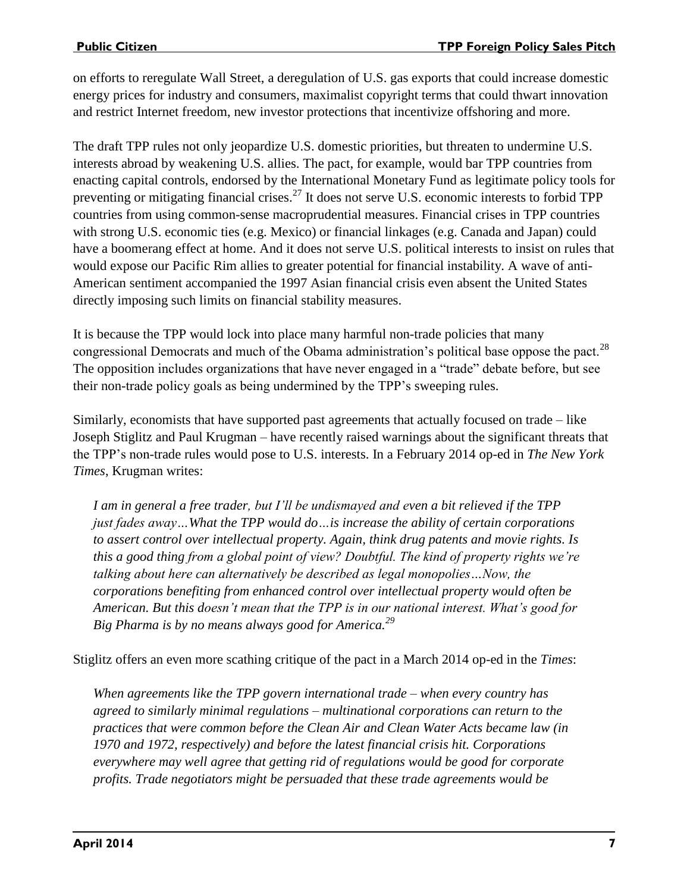on efforts to reregulate Wall Street, a deregulation of U.S. gas exports that could increase domestic energy prices for industry and consumers, maximalist copyright terms that could thwart innovation and restrict Internet freedom, new investor protections that incentivize offshoring and more.

The draft TPP rules not only jeopardize U.S. domestic priorities, but threaten to undermine U.S. interests abroad by weakening U.S. allies. The pact, for example, would bar TPP countries from enacting capital controls, endorsed by the International Monetary Fund as legitimate policy tools for preventing or mitigating financial crises.[27] It does not serve U.S. economic interests to forbid TPP countries from using common-sense macroprudential measures. Financial crises in TPP countries with strong U.S. economic ties (e.g. Mexico) or financial linkages (e.g. Canada and Japan) could have a boomerang effect at home. And it does not serve U.S. political interests to insist on rules that would expose our Pacific Rim allies to greater potential for financial instability. A wave of anti-American sentiment accompanied the 1997 Asian financial crisis even absent the United States directly imposing such limits on financial stability measures.

It is because the TPP would lock into place many harmful non-trade policies that many congressional Democrats and much of the Obama administration's political base oppose the pact.[28] The opposition includes organizations that have never engaged in a "trade" debate before, but see their non-trade policy goals as being undermined by the TPP's sweeping rules.

Similarly, economists that have supported past agreements that actually focused on trade – like Joseph Stiglitz and Paul Krugman – have recently raised warnings about the significant threats that the TPP's non-trade rules would pose to U.S. interests. In a February 2014 op-ed in *The New York Times*, Krugman writes:

> *I am in general a free trader, but I'll be undismayed and even a bit relieved if the TPP just fades away…What the TPP would do…is increase the ability of certain corporations to assert control over intellectual property. Again, think drug patents and movie rights. Is this a good thing from a global point of view? Doubtful. The kind of property rights we're talking about here can alternatively be described as legal monopolies…Now, the corporations benefiting from enhanced control over intellectual property would often be American. But this doesn't mean that the TPP is in our national interest. What's good for Big Pharma is by no means always good for America.*[29]

Stiglitz offers an even more scathing critique of the pact in a March 2014 op-ed in the *Times*:

> *When agreements like the TPP govern international trade – when every country has agreed to similarly minimal regulations – multinational corporations can return to the practices that were common before the Clean Air and Clean Water Acts became law (in 1970 and 1972, respectively) and before the latest financial crisis hit. Corporations everywhere may well agree that getting rid of regulations would be good for corporate profits. Trade negotiators might be persuaded that these trade agreements would be*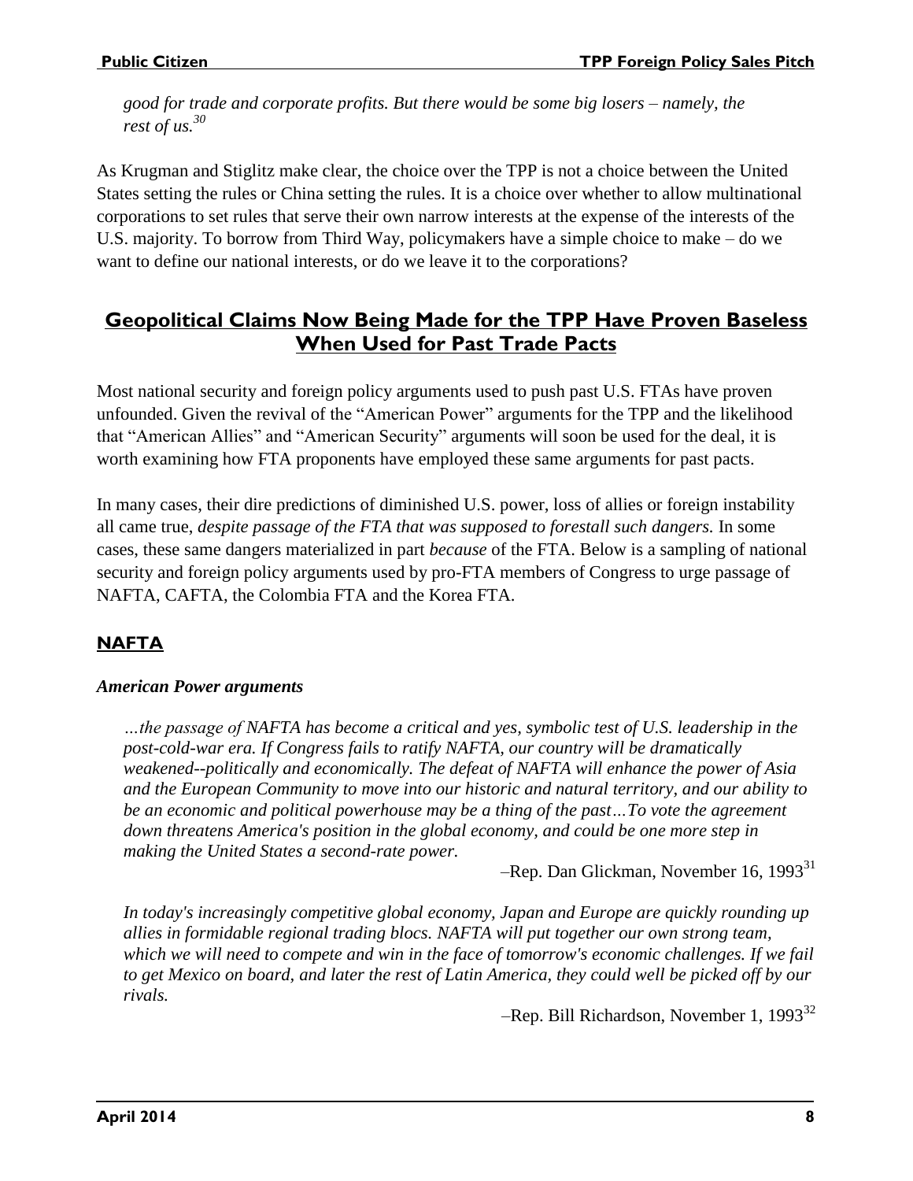*good for trade and corporate profits. But there would be some big losers – namely, the rest of us.*[30]

As Krugman and Stiglitz make clear, the choice over the TPP is not a choice between the United States setting the rules or China setting the rules. It is a choice over whether to allow multinational corporations to set rules that serve their own narrow interests at the expense of the interests of the U.S. majority. To borrow from Third Way, policymakers have a simple choice to make – do we want to define our national interests, or do we leave it to the corporations?

## Geopolitical Claims Now Being Made for the TPP Have Proven Baseless When Used for Past Trade Pacts

Most national security and foreign policy arguments used to push past U.S. FTAs have proven unfounded. Given the revival of the "American Power" arguments for the TPP and the likelihood that "American Allies" and "American Security" arguments will soon be used for the deal, it is worth examining how FTA proponents have employed these same arguments for past pacts.

In many cases, their dire predictions of diminished U.S. power, loss of allies or foreign instability all came true, *despite passage of the FTA that was supposed to forestall such dangers.* In some cases, these same dangers materialized in part *because* of the FTA. Below is a sampling of national security and foreign policy arguments used by pro-FTA members of Congress to urge passage of NAFTA, CAFTA, the Colombia FTA and the Korea FTA.

### NAFTA

#### *American Power arguments*

> *…the passage of NAFTA has become a critical and yes, symbolic test of U.S. leadership in the post-cold-war era. If Congress fails to ratify NAFTA, our country will be dramatically weakened--politically and economically. The defeat of NAFTA will enhance the power of Asia and the European Community to move into our historic and natural territory, and our ability to be an economic and political powerhouse may be a thing of the past…To vote the agreement down threatens America's position in the global economy, and could be one more step in making the United States a second-rate power.*
>
> –Rep. Dan Glickman, November 16, 1993[31]

> *In today's increasingly competitive global economy, Japan and Europe are quickly rounding up allies in formidable regional trading blocs. NAFTA will put together our own strong team, which we will need to compete and win in the face of tomorrow's economic challenges. If we fail to get Mexico on board, and later the rest of Latin America, they could well be picked off by our rivals.*
>
> –Rep. Bill Richardson, November 1, 1993[32]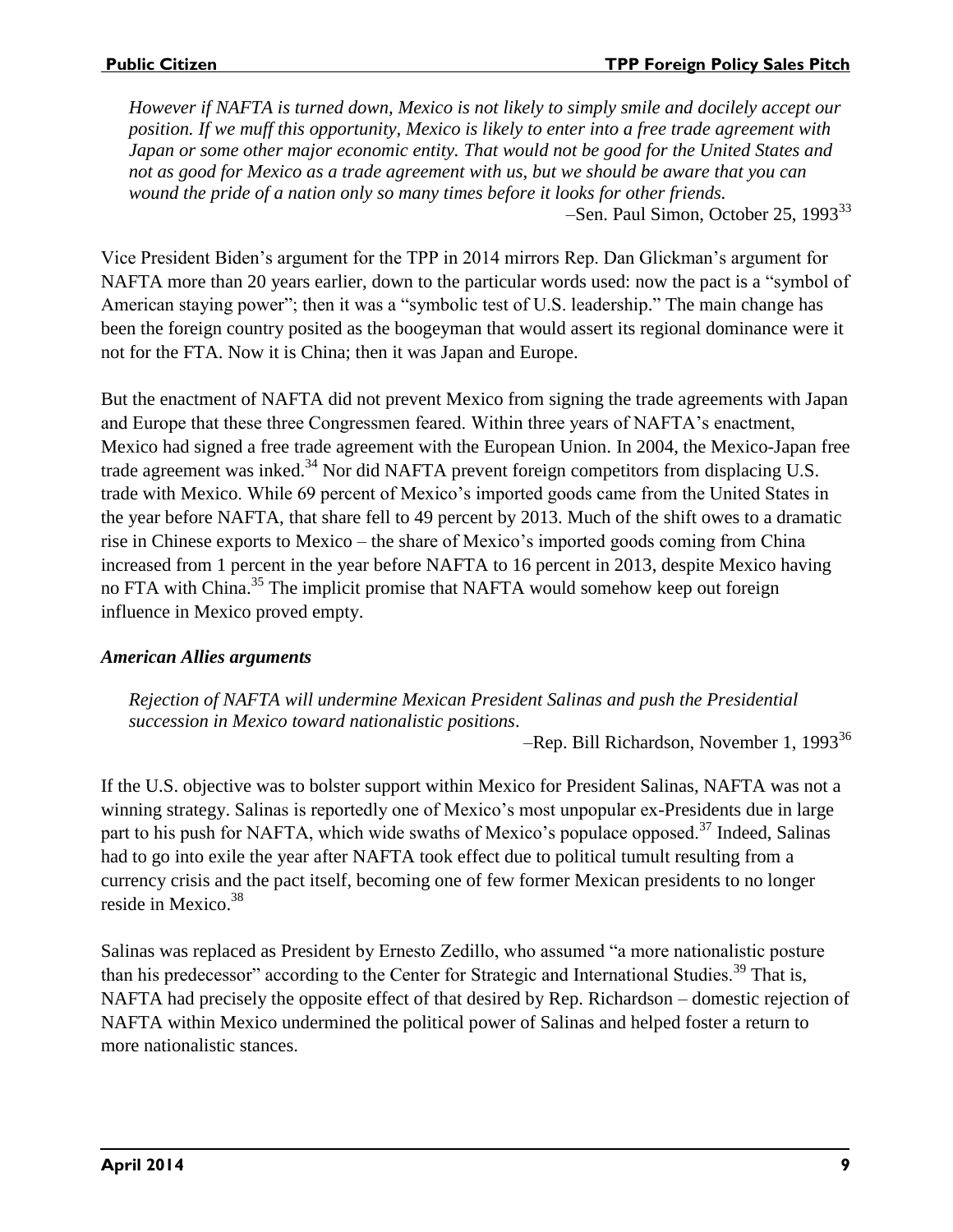*However if NAFTA is turned down, Mexico is not likely to simply smile and docilely accept our position. If we muff this opportunity, Mexico is likely to enter into a free trade agreement with Japan or some other major economic entity. That would not be good for the United States and not as good for Mexico as a trade agreement with us, but we should be aware that you can wound the pride of a nation only so many times before it looks for other friends.*

–Sen. Paul Simon, October 25, 1993[33]

Vice President Biden's argument for the TPP in 2014 mirrors Rep. Dan Glickman's argument for NAFTA more than 20 years earlier, down to the particular words used: now the pact is a "symbol of American staying power"; then it was a "symbolic test of U.S. leadership." The main change has been the foreign country posited as the boogeyman that would assert its regional dominance were it not for the FTA. Now it is China; then it was Japan and Europe.

But the enactment of NAFTA did not prevent Mexico from signing the trade agreements with Japan and Europe that these three Congressmen feared. Within three years of NAFTA's enactment, Mexico had signed a free trade agreement with the European Union. In 2004, the Mexico-Japan free trade agreement was inked.[34] Nor did NAFTA prevent foreign competitors from displacing U.S. trade with Mexico. While 69 percent of Mexico's imported goods came from the United States in the year before NAFTA, that share fell to 49 percent by 2013. Much of the shift owes to a dramatic rise in Chinese exports to Mexico – the share of Mexico's imported goods coming from China increased from 1 percent in the year before NAFTA to 16 percent in 2013, despite Mexico having no FTA with China.[35] The implicit promise that NAFTA would somehow keep out foreign influence in Mexico proved empty.

### *American Allies arguments*

*Rejection of NAFTA will undermine Mexican President Salinas and push the Presidential succession in Mexico toward nationalistic positions*.

–Rep. Bill Richardson, November 1, 1993[36]

If the U.S. objective was to bolster support within Mexico for President Salinas, NAFTA was not a winning strategy. Salinas is reportedly one of Mexico's most unpopular ex-Presidents due in large part to his push for NAFTA, which wide swaths of Mexico's populace opposed.[37] Indeed, Salinas had to go into exile the year after NAFTA took effect due to political tumult resulting from a currency crisis and the pact itself, becoming one of few former Mexican presidents to no longer reside in Mexico.[38]

Salinas was replaced as President by Ernesto Zedillo, who assumed "a more nationalistic posture than his predecessor" according to the Center for Strategic and International Studies.[39] That is, NAFTA had precisely the opposite effect of that desired by Rep. Richardson – domestic rejection of NAFTA within Mexico undermined the political power of Salinas and helped foster a return to more nationalistic stances.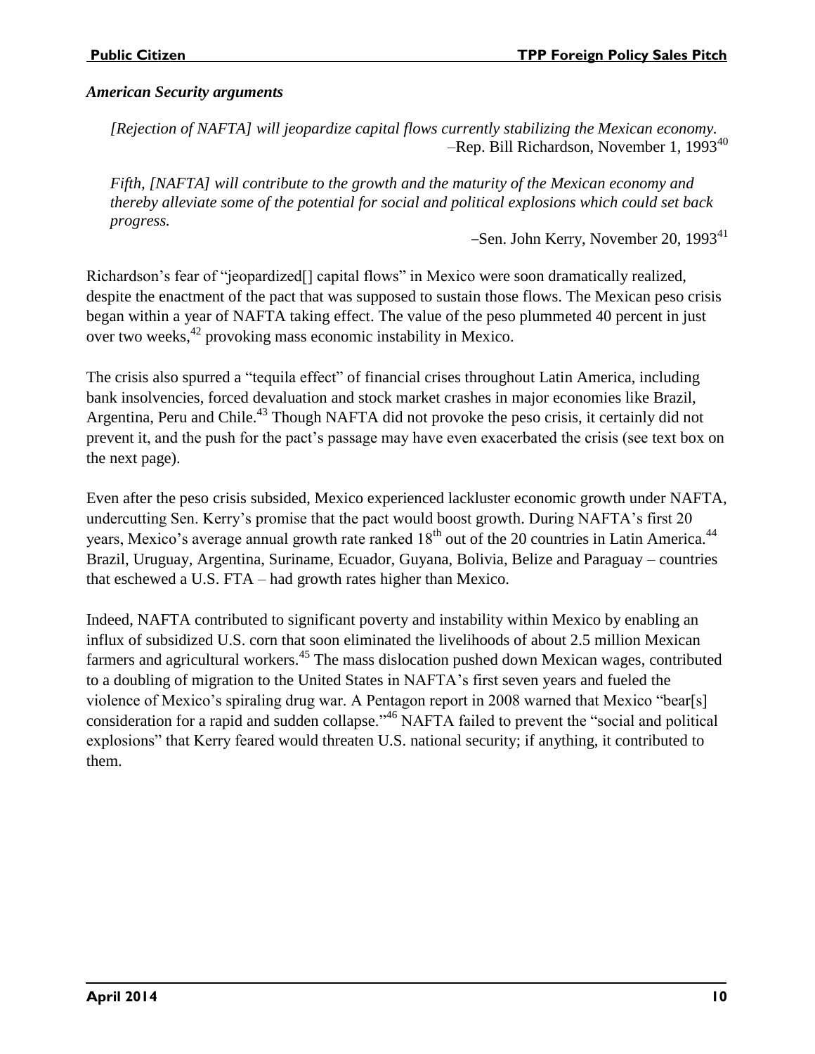### *American Security arguments*

> *[Rejection of NAFTA] will jeopardize capital flows currently stabilizing the Mexican economy.*
> –Rep. Bill Richardson, November 1, 1993[40]

> *Fifth, [NAFTA] will contribute to the growth and the maturity of the Mexican economy and thereby alleviate some of the potential for social and political explosions which could set back progress.*
> –Sen. John Kerry, November 20, 1993[41]

Richardson's fear of "jeopardized[] capital flows" in Mexico were soon dramatically realized, despite the enactment of the pact that was supposed to sustain those flows. The Mexican peso crisis began within a year of NAFTA taking effect. The value of the peso plummeted 40 percent in just over two weeks,[42] provoking mass economic instability in Mexico.

The crisis also spurred a "tequila effect" of financial crises throughout Latin America, including bank insolvencies, forced devaluation and stock market crashes in major economies like Brazil, Argentina, Peru and Chile.[43] Though NAFTA did not provoke the peso crisis, it certainly did not prevent it, and the push for the pact's passage may have even exacerbated the crisis (see text box on the next page).

Even after the peso crisis subsided, Mexico experienced lackluster economic growth under NAFTA, undercutting Sen. Kerry's promise that the pact would boost growth. During NAFTA's first 20 years, Mexico's average annual growth rate ranked 18th out of the 20 countries in Latin America.[44] Brazil, Uruguay, Argentina, Suriname, Ecuador, Guyana, Bolivia, Belize and Paraguay – countries that eschewed a U.S. FTA – had growth rates higher than Mexico.

Indeed, NAFTA contributed to significant poverty and instability within Mexico by enabling an influx of subsidized U.S. corn that soon eliminated the livelihoods of about 2.5 million Mexican farmers and agricultural workers.[45] The mass dislocation pushed down Mexican wages, contributed to a doubling of migration to the United States in NAFTA's first seven years and fueled the violence of Mexico's spiraling drug war. A Pentagon report in 2008 warned that Mexico "bear[s] consideration for a rapid and sudden collapse."[46] NAFTA failed to prevent the "social and political explosions" that Kerry feared would threaten U.S. national security; if anything, it contributed to them.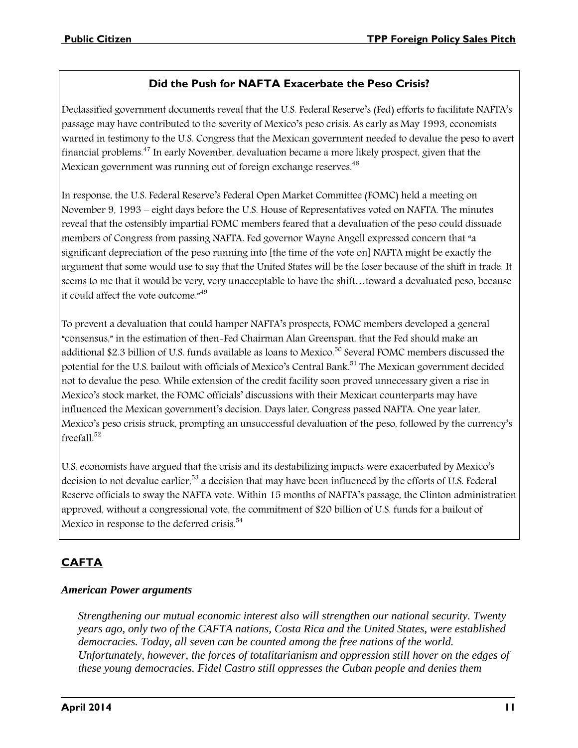## Did the Push for NAFTA Exacerbate the Peso Crisis?

Declassified government documents reveal that the U.S. Federal Reserve's (Fed) efforts to facilitate NAFTA's passage may have contributed to the severity of Mexico's peso crisis. As early as May 1993, economists warned in testimony to the U.S. Congress that the Mexican government needed to devalue the peso to avert financial problems.[47] In early November, devaluation became a more likely prospect, given that the Mexican government was running out of foreign exchange reserves.[48]

In response, the U.S. Federal Reserve's Federal Open Market Committee (FOMC) held a meeting on November 9, 1993 – eight days before the U.S. House of Representatives voted on NAFTA. The minutes reveal that the ostensibly impartial FOMC members feared that a devaluation of the peso could dissuade members of Congress from passing NAFTA. Fed governor Wayne Angell expressed concern that "a significant depreciation of the peso running into [the time of the vote on] NAFTA might be exactly the argument that some would use to say that the United States will be the loser because of the shift in trade. It seems to me that it would be very, very unacceptable to have the shift…toward a devaluated peso, because it could affect the vote outcome."[49]

To prevent a devaluation that could hamper NAFTA's prospects, FOMC members developed a general "consensus," in the estimation of then-Fed Chairman Alan Greenspan, that the Fed should make an additional $2.3 billion of U.S. funds available as loans to Mexico.[50] Several FOMC members discussed the potential for the U.S. bailout with officials of Mexico's Central Bank.[51] The Mexican government decided not to devalue the peso. While extension of the credit facility soon proved unnecessary given a rise in Mexico's stock market, the FOMC officials' discussions with their Mexican counterparts may have influenced the Mexican government's decision. Days later, Congress passed NAFTA. One year later, Mexico's peso crisis struck, prompting an unsuccessful devaluation of the peso, followed by the currency's freefall.[52]

U.S. economists have argued that the crisis and its destabilizing impacts were exacerbated by Mexico's decision to not devalue earlier,[53] a decision that may have been influenced by the efforts of U.S. Federal Reserve officials to sway the NAFTA vote. Within 15 months of NAFTA's passage, the Clinton administration approved, without a congressional vote, the commitment of $20 billion of U.S. funds for a bailout of Mexico in response to the deferred crisis.[54]

## CAFTA

### *American Power arguments*

> *Strengthening our mutual economic interest also will strengthen our national security. Twenty years ago, only two of the CAFTA nations, Costa Rica and the United States, were established democracies. Today, all seven can be counted among the free nations of the world. Unfortunately, however, the forces of totalitarianism and oppression still hover on the edges of these young democracies. Fidel Castro still oppresses the Cuban people and denies them*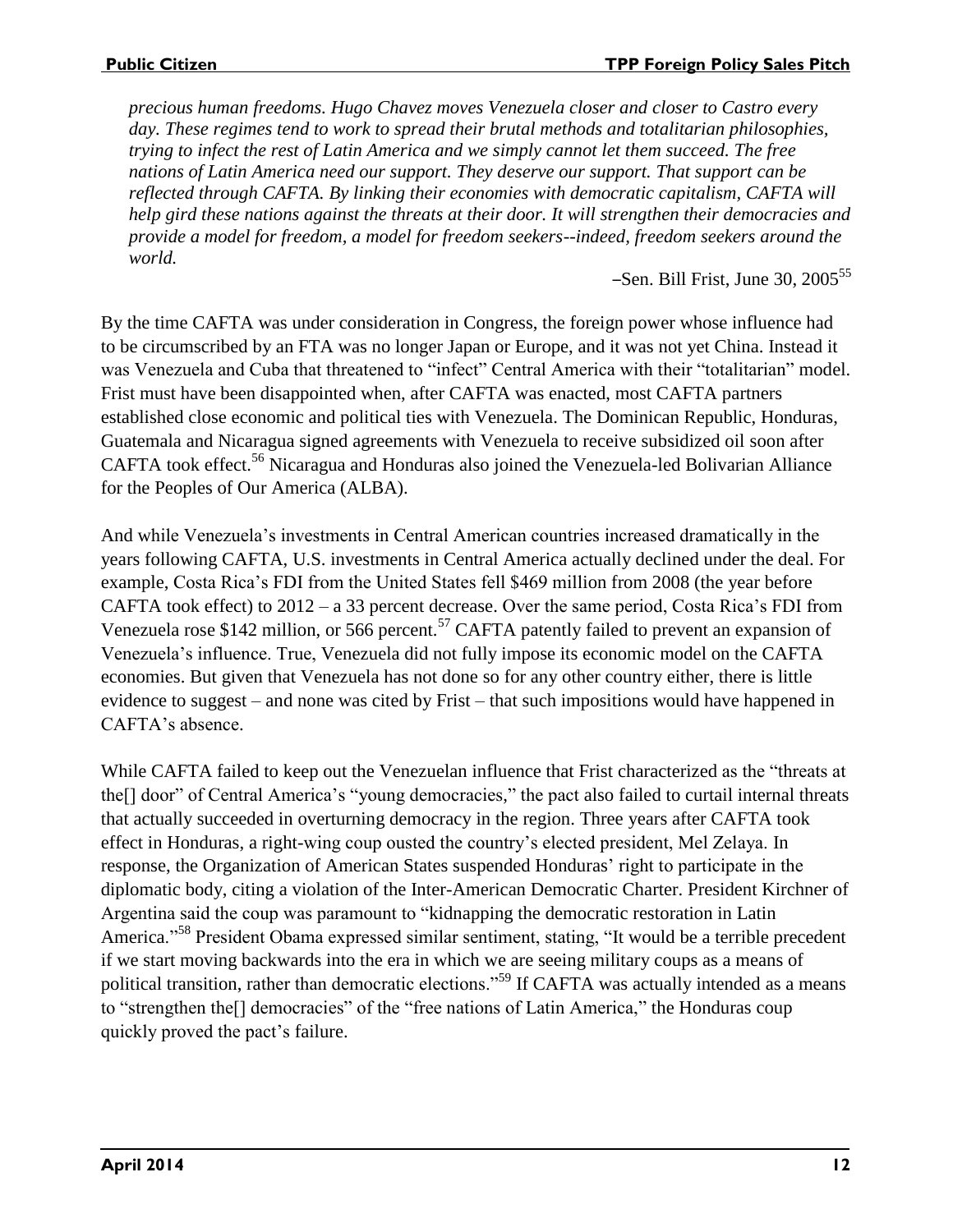*precious human freedoms. Hugo Chavez moves Venezuela closer and closer to Castro every day. These regimes tend to work to spread their brutal methods and totalitarian philosophies, trying to infect the rest of Latin America and we simply cannot let them succeed. The free nations of Latin America need our support. They deserve our support. That support can be reflected through CAFTA. By linking their economies with democratic capitalism, CAFTA will help gird these nations against the threats at their door. It will strengthen their democracies and provide a model for freedom, a model for freedom seekers--indeed, freedom seekers around the world.*

–Sen. Bill Frist, June 30, 2005[55]

By the time CAFTA was under consideration in Congress, the foreign power whose influence had to be circumscribed by an FTA was no longer Japan or Europe, and it was not yet China. Instead it was Venezuela and Cuba that threatened to "infect" Central America with their "totalitarian" model. Frist must have been disappointed when, after CAFTA was enacted, most CAFTA partners established close economic and political ties with Venezuela. The Dominican Republic, Honduras, Guatemala and Nicaragua signed agreements with Venezuela to receive subsidized oil soon after CAFTA took effect.[56] Nicaragua and Honduras also joined the Venezuela-led Bolivarian Alliance for the Peoples of Our America (ALBA).

And while Venezuela's investments in Central American countries increased dramatically in the years following CAFTA, U.S. investments in Central America actually declined under the deal. For example, Costa Rica's FDI from the United States fell $469 million from 2008 (the year before CAFTA took effect) to 2012 – a 33 percent decrease. Over the same period, Costa Rica's FDI from Venezuela rose $142 million, or 566 percent.[57] CAFTA patently failed to prevent an expansion of Venezuela's influence. True, Venezuela did not fully impose its economic model on the CAFTA economies. But given that Venezuela has not done so for any other country either, there is little evidence to suggest – and none was cited by Frist – that such impositions would have happened in CAFTA's absence.

While CAFTA failed to keep out the Venezuelan influence that Frist characterized as the "threats at the[] door" of Central America's "young democracies," the pact also failed to curtail internal threats that actually succeeded in overturning democracy in the region. Three years after CAFTA took effect in Honduras, a right-wing coup ousted the country's elected president, Mel Zelaya. In response, the Organization of American States suspended Honduras' right to participate in the diplomatic body, citing a violation of the Inter-American Democratic Charter. President Kirchner of Argentina said the coup was paramount to "kidnapping the democratic restoration in Latin America."[58] President Obama expressed similar sentiment, stating, "It would be a terrible precedent if we start moving backwards into the era in which we are seeing military coups as a means of political transition, rather than democratic elections."[59] If CAFTA was actually intended as a means to "strengthen the[] democracies" of the "free nations of Latin America," the Honduras coup quickly proved the pact's failure.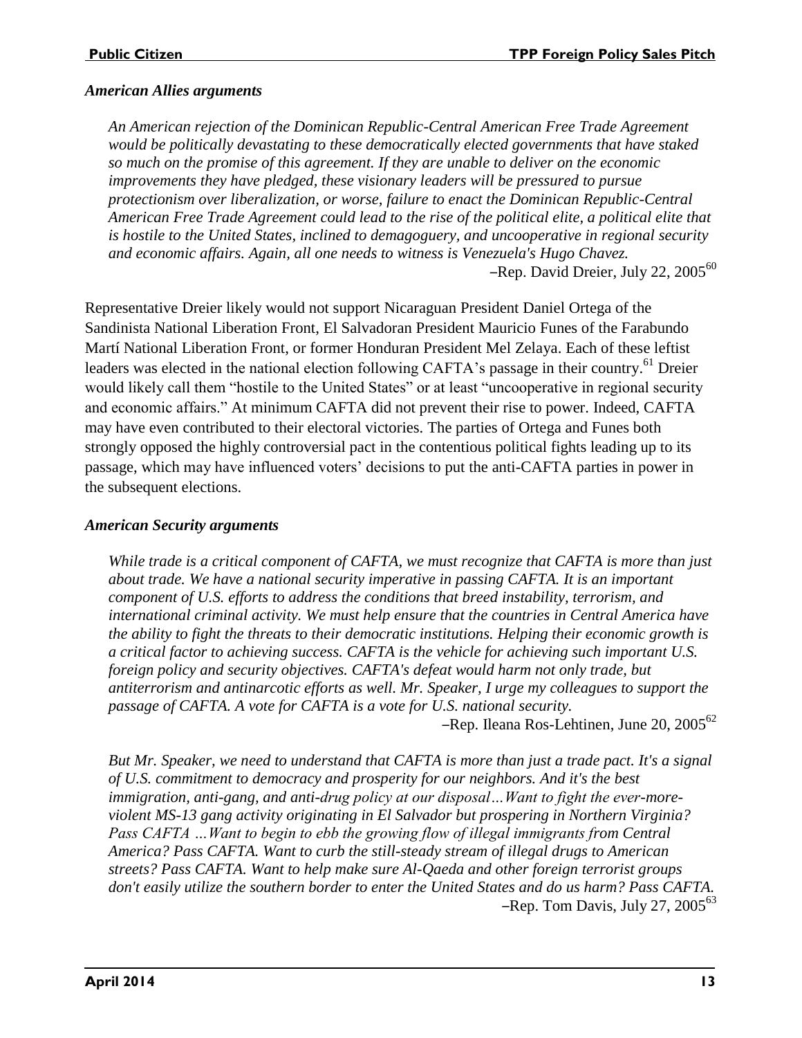### *American Allies arguments*

> *An American rejection of the Dominican Republic-Central American Free Trade Agreement would be politically devastating to these democratically elected governments that have staked so much on the promise of this agreement. If they are unable to deliver on the economic improvements they have pledged, these visionary leaders will be pressured to pursue protectionism over liberalization, or worse, failure to enact the Dominican Republic-Central American Free Trade Agreement could lead to the rise of the political elite, a political elite that is hostile to the United States, inclined to demagoguery, and uncooperative in regional security and economic affairs. Again, all one needs to witness is Venezuela's Hugo Chavez.*
>
> –Rep. David Dreier, July 22, 2005[60]

Representative Dreier likely would not support Nicaraguan President Daniel Ortega of the Sandinista National Liberation Front, El Salvadoran President Mauricio Funes of the Farabundo Martí National Liberation Front, or former Honduran President Mel Zelaya. Each of these leftist leaders was elected in the national election following CAFTA's passage in their country.[61] Dreier would likely call them "hostile to the United States" or at least "uncooperative in regional security and economic affairs." At minimum CAFTA did not prevent their rise to power. Indeed, CAFTA may have even contributed to their electoral victories. The parties of Ortega and Funes both strongly opposed the highly controversial pact in the contentious political fights leading up to its passage, which may have influenced voters' decisions to put the anti-CAFTA parties in power in the subsequent elections.

### *American Security arguments*

> *While trade is a critical component of CAFTA, we must recognize that CAFTA is more than just about trade. We have a national security imperative in passing CAFTA. It is an important component of U.S. efforts to address the conditions that breed instability, terrorism, and international criminal activity. We must help ensure that the countries in Central America have the ability to fight the threats to their democratic institutions. Helping their economic growth is a critical factor to achieving success. CAFTA is the vehicle for achieving such important U.S. foreign policy and security objectives. CAFTA's defeat would harm not only trade, but antiterrorism and antinarcotic efforts as well. Mr. Speaker, I urge my colleagues to support the passage of CAFTA. A vote for CAFTA is a vote for U.S. national security.*
>
> –Rep. Ileana Ros-Lehtinen, June 20, 2005[62]

> *But Mr. Speaker, we need to understand that CAFTA is more than just a trade pact. It's a signal of U.S. commitment to democracy and prosperity for our neighbors. And it's the best immigration, anti-gang, and anti-drug policy at our disposal…Want to fight the ever-more-violent MS-13 gang activity originating in El Salvador but prospering in Northern Virginia? Pass CAFTA …Want to begin to ebb the growing flow of illegal immigrants from Central America? Pass CAFTA. Want to curb the still-steady stream of illegal drugs to American streets? Pass CAFTA. Want to help make sure Al-Qaeda and other foreign terrorist groups don't easily utilize the southern border to enter the United States and do us harm? Pass CAFTA.*
>
> –Rep. Tom Davis, July 27, 2005[63]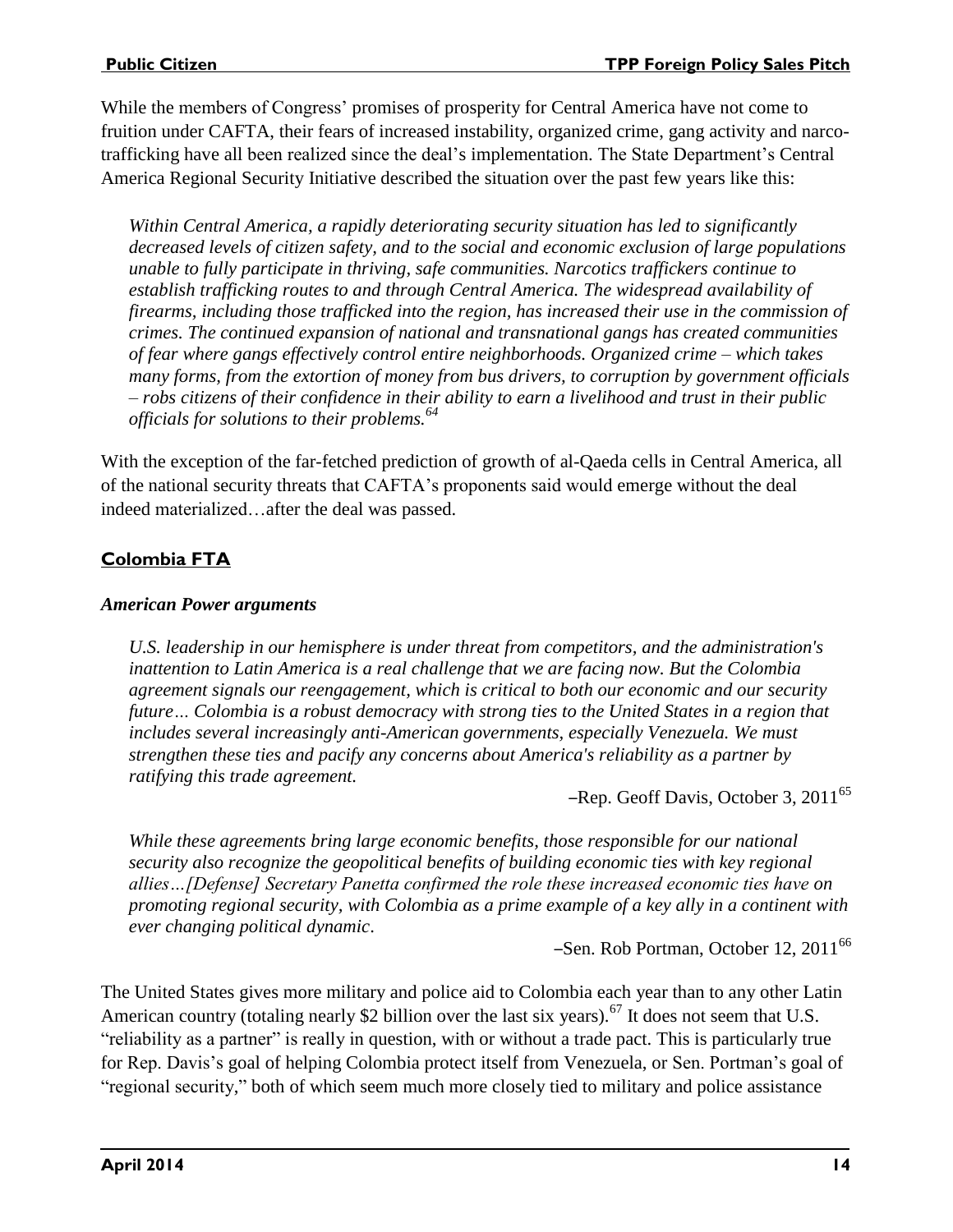While the members of Congress' promises of prosperity for Central America have not come to fruition under CAFTA, their fears of increased instability, organized crime, gang activity and narco-trafficking have all been realized since the deal's implementation. The State Department's Central America Regional Security Initiative described the situation over the past few years like this:

> *Within Central America, a rapidly deteriorating security situation has led to significantly decreased levels of citizen safety, and to the social and economic exclusion of large populations unable to fully participate in thriving, safe communities. Narcotics traffickers continue to establish trafficking routes to and through Central America. The widespread availability of firearms, including those trafficked into the region, has increased their use in the commission of crimes. The continued expansion of national and transnational gangs has created communities of fear where gangs effectively control entire neighborhoods. Organized crime – which takes many forms, from the extortion of money from bus drivers, to corruption by government officials – robs citizens of their confidence in their ability to earn a livelihood and trust in their public officials for solutions to their problems.*[64]

With the exception of the far-fetched prediction of growth of al-Qaeda cells in Central America, all of the national security threats that CAFTA's proponents said would emerge without the deal indeed materialized…after the deal was passed.

## Colombia FTA

### *American Power arguments*

> *U.S. leadership in our hemisphere is under threat from competitors, and the administration's inattention to Latin America is a real challenge that we are facing now. But the Colombia agreement signals our reengagement, which is critical to both our economic and our security future… Colombia is a robust democracy with strong ties to the United States in a region that includes several increasingly anti-American governments, especially Venezuela. We must strengthen these ties and pacify any concerns about America's reliability as a partner by ratifying this trade agreement.*
>
> –Rep. Geoff Davis, October 3, 2011[65]

> *While these agreements bring large economic benefits, those responsible for our national security also recognize the geopolitical benefits of building economic ties with key regional allies…[Defense] Secretary Panetta confirmed the role these increased economic ties have on promoting regional security, with Colombia as a prime example of a key ally in a continent with ever changing political dynamic.*
>
> –Sen. Rob Portman, October 12, 2011[66]

The United States gives more military and police aid to Colombia each year than to any other Latin American country (totaling nearly $2 billion over the last six years).[67] It does not seem that U.S. "reliability as a partner" is really in question, with or without a trade pact. This is particularly true for Rep. Davis's goal of helping Colombia protect itself from Venezuela, or Sen. Portman's goal of "regional security," both of which seem much more closely tied to military and police assistance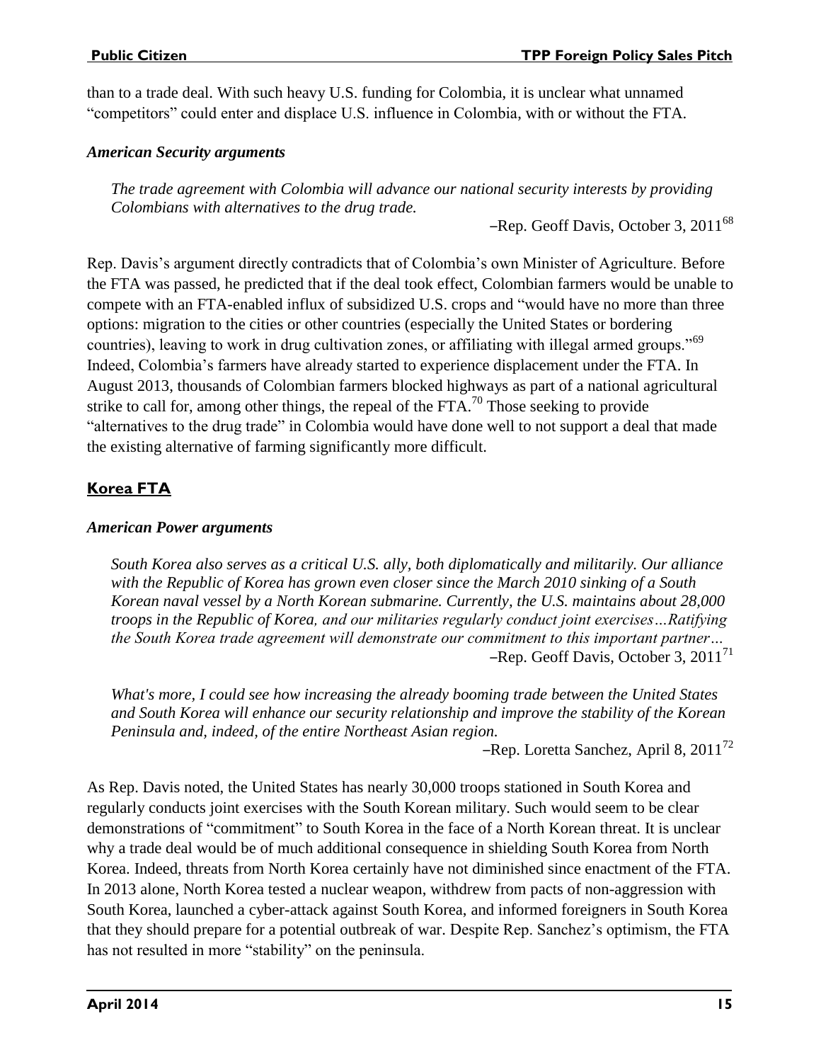than to a trade deal. With such heavy U.S. funding for Colombia, it is unclear what unnamed "competitors" could enter and displace U.S. influence in Colombia, with or without the FTA.

### *American Security arguments*

> *The trade agreement with Colombia will advance our national security interests by providing Colombians with alternatives to the drug trade.*
>
> –Rep. Geoff Davis, October 3, 2011[68]

Rep. Davis's argument directly contradicts that of Colombia's own Minister of Agriculture. Before the FTA was passed, he predicted that if the deal took effect, Colombian farmers would be unable to compete with an FTA-enabled influx of subsidized U.S. crops and "would have no more than three options: migration to the cities or other countries (especially the United States or bordering countries), leaving to work in drug cultivation zones, or affiliating with illegal armed groups."[69] Indeed, Colombia's farmers have already started to experience displacement under the FTA. In August 2013, thousands of Colombian farmers blocked highways as part of a national agricultural strike to call for, among other things, the repeal of the FTA.[70] Those seeking to provide "alternatives to the drug trade" in Colombia would have done well to not support a deal that made the existing alternative of farming significantly more difficult.

## Korea FTA

### *American Power arguments*

> *South Korea also serves as a critical U.S. ally, both diplomatically and militarily. Our alliance with the Republic of Korea has grown even closer since the March 2010 sinking of a South Korean naval vessel by a North Korean submarine. Currently, the U.S. maintains about 28,000 troops in the Republic of Korea, and our militaries regularly conduct joint exercises…Ratifying the South Korea trade agreement will demonstrate our commitment to this important partner…*
>
> –Rep. Geoff Davis, October 3, 2011[71]

> *What's more, I could see how increasing the already booming trade between the United States and South Korea will enhance our security relationship and improve the stability of the Korean Peninsula and, indeed, of the entire Northeast Asian region.*
>
> –Rep. Loretta Sanchez, April 8, 2011[72]

As Rep. Davis noted, the United States has nearly 30,000 troops stationed in South Korea and regularly conducts joint exercises with the South Korean military. Such would seem to be clear demonstrations of "commitment" to South Korea in the face of a North Korean threat. It is unclear why a trade deal would be of much additional consequence in shielding South Korea from North Korea. Indeed, threats from North Korea certainly have not diminished since enactment of the FTA. In 2013 alone, North Korea tested a nuclear weapon, withdrew from pacts of non-aggression with South Korea, launched a cyber-attack against South Korea, and informed foreigners in South Korea that they should prepare for a potential outbreak of war. Despite Rep. Sanchez's optimism, the FTA has not resulted in more "stability" on the peninsula.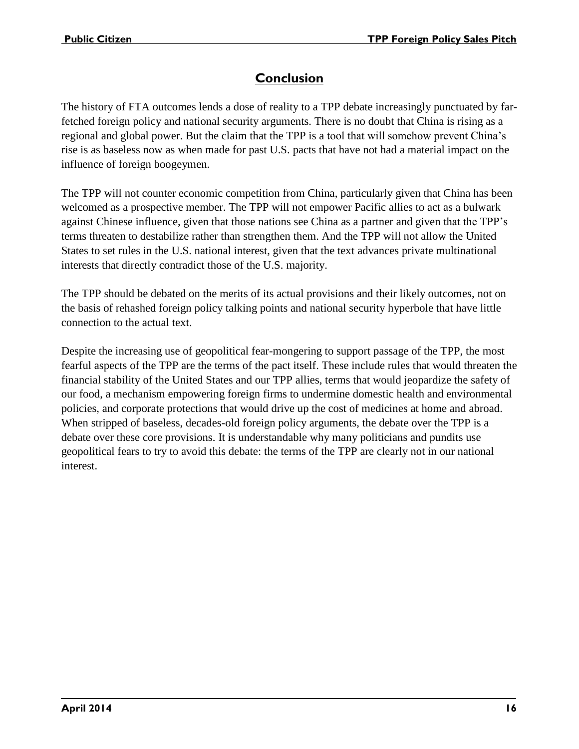## Conclusion

The history of FTA outcomes lends a dose of reality to a TPP debate increasingly punctuated by far-fetched foreign policy and national security arguments. There is no doubt that China is rising as a regional and global power. But the claim that the TPP is a tool that will somehow prevent China's rise is as baseless now as when made for past U.S. pacts that have not had a material impact on the influence of foreign boogeymen.

The TPP will not counter economic competition from China, particularly given that China has been welcomed as a prospective member. The TPP will not empower Pacific allies to act as a bulwark against Chinese influence, given that those nations see China as a partner and given that the TPP's terms threaten to destabilize rather than strengthen them. And the TPP will not allow the United States to set rules in the U.S. national interest, given that the text advances private multinational interests that directly contradict those of the U.S. majority.

The TPP should be debated on the merits of its actual provisions and their likely outcomes, not on the basis of rehashed foreign policy talking points and national security hyperbole that have little connection to the actual text.

Despite the increasing use of geopolitical fear-mongering to support passage of the TPP, the most fearful aspects of the TPP are the terms of the pact itself. These include rules that would threaten the financial stability of the United States and our TPP allies, terms that would jeopardize the safety of our food, a mechanism empowering foreign firms to undermine domestic health and environmental policies, and corporate protections that would drive up the cost of medicines at home and abroad. When stripped of baseless, decades-old foreign policy arguments, the debate over the TPP is a debate over these core provisions. It is understandable why many politicians and pundits use geopolitical fears to try to avoid this debate: the terms of the TPP are clearly not in our national interest.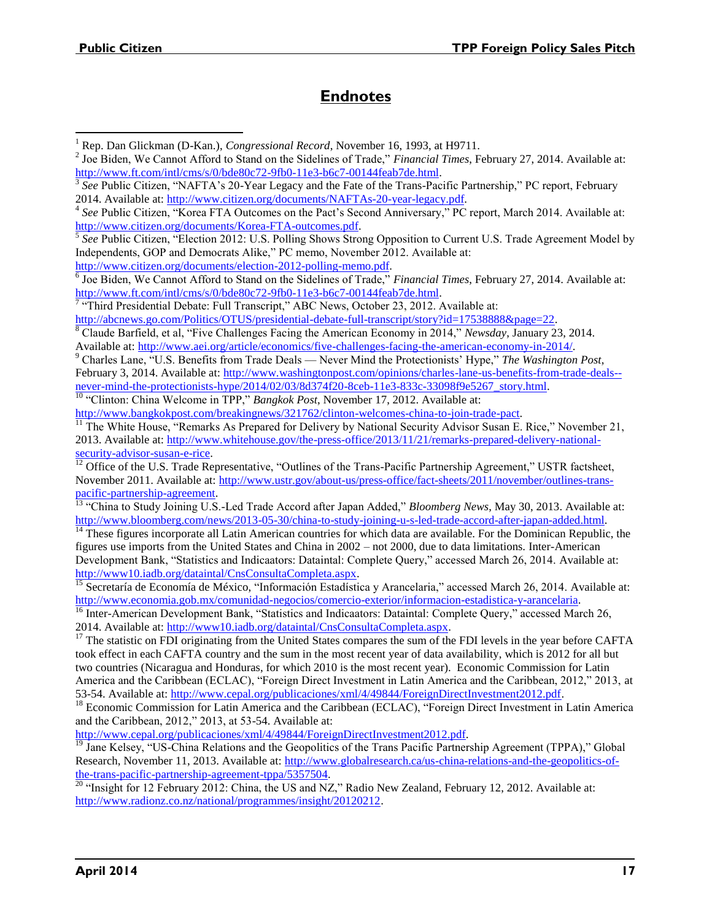## Endnotes

[1] Rep. Dan Glickman (D-Kan.), *Congressional Record*, November 16, 1993, at H9711.

[2] Joe Biden, We Cannot Afford to Stand on the Sidelines of Trade," *Financial Times*, February 27, 2014. Available at: http://www.ft.com/intl/cms/s/0/bde80c72-9fb0-11e3-b6c7-00144feab7de.html.

[3] *See* Public Citizen, "NAFTA's 20-Year Legacy and the Fate of the Trans-Pacific Partnership," PC report, February 2014. Available at: http://www.citizen.org/documents/NAFTAs-20-year-legacy.pdf.

[4] *See* Public Citizen, "Korea FTA Outcomes on the Pact's Second Anniversary," PC report, March 2014. Available at: http://www.citizen.org/documents/Korea-FTA-outcomes.pdf.

[5] *See* Public Citizen, "Election 2012: U.S. Polling Shows Strong Opposition to Current U.S. Trade Agreement Model by Independents, GOP and Democrats Alike," PC memo, November 2012. Available at: http://www.citizen.org/documents/election-2012-polling-memo.pdf.

[6] Joe Biden, We Cannot Afford to Stand on the Sidelines of Trade," *Financial Times*, February 27, 2014. Available at: http://www.ft.com/intl/cms/s/0/bde80c72-9fb0-11e3-b6c7-00144feab7de.html.

[7] "Third Presidential Debate: Full Transcript," ABC News, October 23, 2012. Available at: http://abcnews.go.com/Politics/OTUS/presidential-debate-full-transcript/story?id=17538888&page=22.

[8] Claude Barfield, et al, "Five Challenges Facing the American Economy in 2014," *Newsday*, January 23, 2014. Available at: http://www.aei.org/article/economics/five-challenges-facing-the-american-economy-in-2014/.

[9] Charles Lane, "U.S. Benefits from Trade Deals — Never Mind the Protectionists' Hype," *The Washington Post*, February 3, 2014. Available at: http://www.washingtonpost.com/opinions/charles-lane-us-benefits-from-trade-deals--never-mind-the-protectionists-hype/2014/02/03/8d374f20-8ceb-11e3-833c-33098f9e5267_story.html.

[10] "Clinton: China Welcome in TPP," *Bangkok Post*, November 17, 2012. Available at: http://www.bangkokpost.com/breakingnews/321762/clinton-welcomes-china-to-join-trade-pact.

[11] The White House, "Remarks As Prepared for Delivery by National Security Advisor Susan E. Rice," November 21, 2013. Available at: http://www.whitehouse.gov/the-press-office/2013/11/21/remarks-prepared-delivery-national-security-advisor-susan-e-rice.

[12] Office of the U.S. Trade Representative, "Outlines of the Trans-Pacific Partnership Agreement," USTR factsheet, November 2011. Available at: http://www.ustr.gov/about-us/press-office/fact-sheets/2011/november/outlines-trans-pacific-partnership-agreement.

[13] "China to Study Joining U.S.-Led Trade Accord after Japan Added," *Bloomberg News*, May 30, 2013. Available at: http://www.bloomberg.com/news/2013-05-30/china-to-study-joining-u-s-led-trade-accord-after-japan-added.html.

[14] These figures incorporate all Latin American countries for which data are available. For the Dominican Republic, the figures use imports from the United States and China in 2002 – not 2000, due to data limitations. Inter-American Development Bank, "Statistics and Indicaators: Dataintal: Complete Query," accessed March 26, 2014. Available at: http://www10.iadb.org/dataintal/CnsConsultaCompleta.aspx.

[15] Secretaría de Economía de México, "Información Estadística y Arancelaria," accessed March 26, 2014. Available at: http://www.economia.gob.mx/comunidad-negocios/comercio-exterior/informacion-estadistica-y-arancelaria.

[16] Inter-American Development Bank, "Statistics and Indicaators: Dataintal: Complete Query," accessed March 26, 2014. Available at: http://www10.iadb.org/dataintal/CnsConsultaCompleta.aspx.

[17] The statistic on FDI originating from the United States compares the sum of the FDI levels in the year before CAFTA took effect in each CAFTA country and the sum in the most recent year of data availability, which is 2012 for all but two countries (Nicaragua and Honduras, for which 2010 is the most recent year). Economic Commission for Latin America and the Caribbean (ECLAC), "Foreign Direct Investment in Latin America and the Caribbean, 2012," 2013, at 53-54. Available at: http://www.cepal.org/publicaciones/xml/4/49844/ForeignDirectInvestment2012.pdf.

[18] Economic Commission for Latin America and the Caribbean (ECLAC), "Foreign Direct Investment in Latin America and the Caribbean, 2012," 2013, at 53-54. Available at: http://www.cepal.org/publicaciones/xml/4/49844/ForeignDirectInvestment2012.pdf.

[19] Jane Kelsey, "US-China Relations and the Geopolitics of the Trans Pacific Partnership Agreement (TPPA)," Global Research, November 11, 2013. Available at: http://www.globalresearch.ca/us-china-relations-and-the-geopolitics-of-the-trans-pacific-partnership-agreement-tppa/5357504.

[20] "Insight for 12 February 2012: China, the US and NZ," Radio New Zealand, February 12, 2012. Available at: http://www.radionz.co.nz/national/programmes/insight/20120212.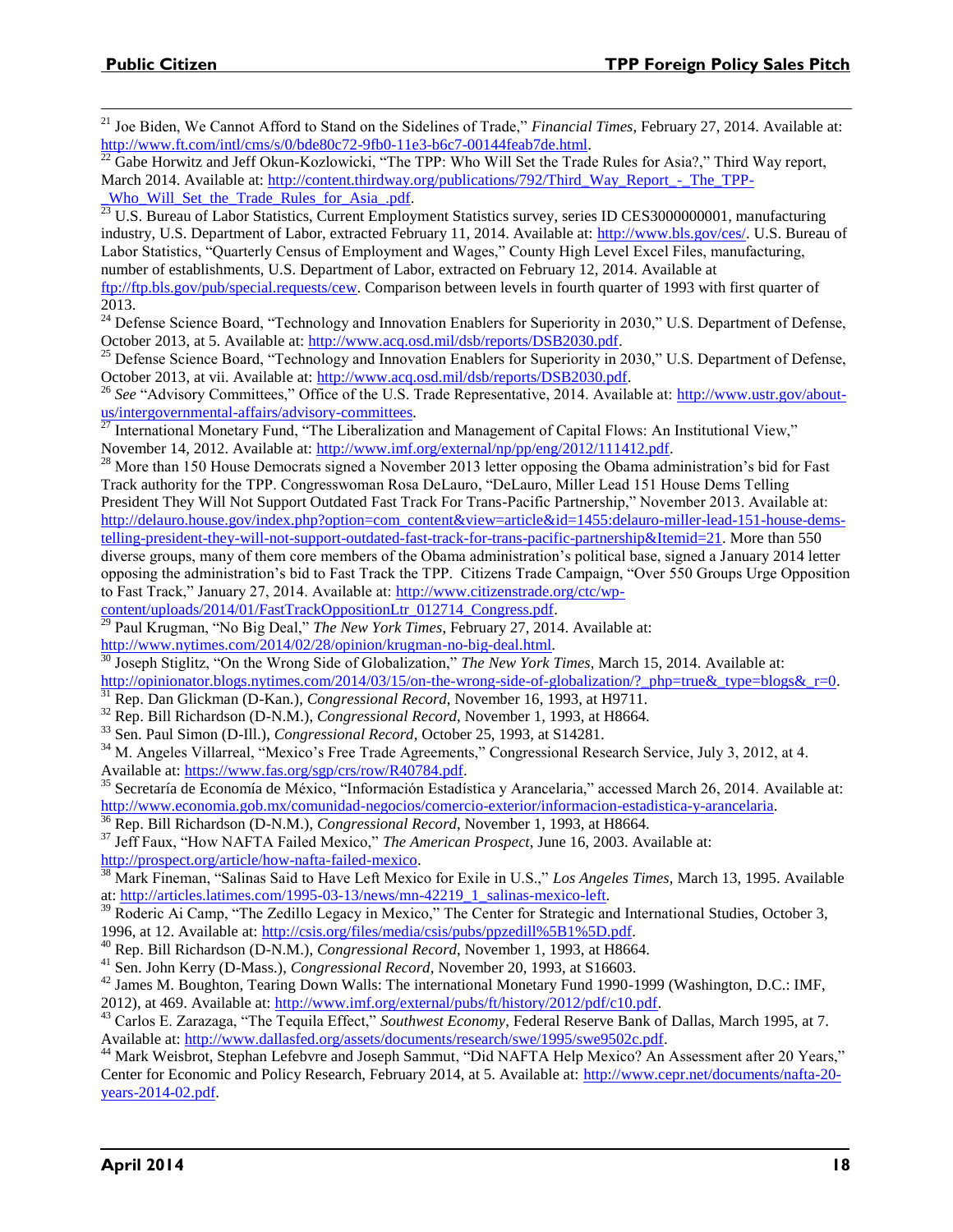[21] Joe Biden, We Cannot Afford to Stand on the Sidelines of Trade," *Financial Times*, February 27, 2014. Available at: http://www.ft.com/intl/cms/s/0/bde80c72-9fb0-11e3-b6c7-00144feab7de.html.

[22] Gabe Horwitz and Jeff Okun-Kozlowicki, "The TPP: Who Will Set the Trade Rules for Asia?," Third Way report, March 2014. Available at: http://content.thirdway.org/publications/792/Third_Way_Report_-_The_TPP-_Who_Will_Set_the_Trade_Rules_for_Asia_.pdf.

[23] U.S. Bureau of Labor Statistics, Current Employment Statistics survey, series ID CES3000000001, manufacturing industry, U.S. Department of Labor, extracted February 11, 2014. Available at: http://www.bls.gov/ces/. U.S. Bureau of Labor Statistics, "Quarterly Census of Employment and Wages," County High Level Excel Files, manufacturing, number of establishments, U.S. Department of Labor, extracted on February 12, 2014. Available at ftp://ftp.bls.gov/pub/special.requests/cew. Comparison between levels in fourth quarter of 1993 with first quarter of 2013.

[24] Defense Science Board, "Technology and Innovation Enablers for Superiority in 2030," U.S. Department of Defense, October 2013, at 5. Available at: http://www.acq.osd.mil/dsb/reports/DSB2030.pdf.

[25] Defense Science Board, "Technology and Innovation Enablers for Superiority in 2030," U.S. Department of Defense, October 2013, at vii. Available at: http://www.acq.osd.mil/dsb/reports/DSB2030.pdf.

[26] *See* "Advisory Committees," Office of the U.S. Trade Representative, 2014. Available at: http://www.ustr.gov/about-us/intergovernmental-affairs/advisory-committees.

[27] International Monetary Fund, "The Liberalization and Management of Capital Flows: An Institutional View," November 14, 2012. Available at: http://www.imf.org/external/np/pp/eng/2012/111412.pdf.

[28] More than 150 House Democrats signed a November 2013 letter opposing the Obama administration's bid for Fast Track authority for the TPP. Congresswoman Rosa DeLauro, "DeLauro, Miller Lead 151 House Dems Telling President They Will Not Support Outdated Fast Track For Trans-Pacific Partnership," November 2013. Available at: http://delauro.house.gov/index.php?option=com_content&view=article&id=1455:delauro-miller-lead-151-house-dems-telling-president-they-will-not-support-outdated-fast-track-for-trans-pacific-partnership&Itemid=21. More than 550 diverse groups, many of them core members of the Obama administration's political base, signed a January 2014 letter opposing the administration's bid to Fast Track the TPP. Citizens Trade Campaign, "Over 550 Groups Urge Opposition to Fast Track," January 27, 2014. Available at: http://www.citizenstrade.org/ctc/wp-content/uploads/2014/01/FastTrackOppositionLtr_012714_Congress.pdf.

[29] Paul Krugman, "No Big Deal," *The New York Times*, February 27, 2014. Available at: http://www.nytimes.com/2014/02/28/opinion/krugman-no-big-deal.html.

[30] Joseph Stiglitz, "On the Wrong Side of Globalization," *The New York Times*, March 15, 2014. Available at: http://opinionator.blogs.nytimes.com/2014/03/15/on-the-wrong-side-of-globalization/?_php=true&_type=blogs&_r=0.

[31] Rep. Dan Glickman (D-Kan.), *Congressional Record*, November 16, 1993, at H9711.

[32] Rep. Bill Richardson (D-N.M.), *Congressional Record*, November 1, 1993, at H8664.

[33] Sen. Paul Simon (D-Ill.), *Congressional Record*, October 25, 1993, at S14281.

[34] M. Angeles Villarreal, "Mexico's Free Trade Agreements," Congressional Research Service, July 3, 2012, at 4. Available at: https://www.fas.org/sgp/crs/row/R40784.pdf.

[35] Secretaría de Economía de México, "Información Estadística y Arancelaria," accessed March 26, 2014. Available at: http://www.economia.gob.mx/comunidad-negocios/comercio-exterior/informacion-estadistica-y-arancelaria.

[36] Rep. Bill Richardson (D-N.M.), *Congressional Record*, November 1, 1993, at H8664.

[37] Jeff Faux, "How NAFTA Failed Mexico," *The American Prospect*, June 16, 2003. Available at: http://prospect.org/article/how-nafta-failed-mexico.

[38] Mark Fineman, "Salinas Said to Have Left Mexico for Exile in U.S.," *Los Angeles Times*, March 13, 1995. Available at: http://articles.latimes.com/1995-03-13/news/mn-42219_1_salinas-mexico-left.

[39] Roderic Ai Camp, "The Zedillo Legacy in Mexico," The Center for Strategic and International Studies, October 3, 1996, at 12. Available at: http://csis.org/files/media/csis/pubs/ppzedill%5B1%5D.pdf.

[40] Rep. Bill Richardson (D-N.M.), *Congressional Record*, November 1, 1993, at H8664.

[41] Sen. John Kerry (D-Mass.), *Congressional Record*, November 20, 1993, at S16603.

[42] James M. Boughton, Tearing Down Walls: The international Monetary Fund 1990-1999 (Washington, D.C.: IMF, 2012), at 469. Available at: http://www.imf.org/external/pubs/ft/history/2012/pdf/c10.pdf.

[43] Carlos E. Zarazaga, "The Tequila Effect," *Southwest Economy*, Federal Reserve Bank of Dallas, March 1995, at 7. Available at: http://www.dallasfed.org/assets/documents/research/swe/1995/swe9502c.pdf.

[44] Mark Weisbrot, Stephan Lefebvre and Joseph Sammut, "Did NAFTA Help Mexico? An Assessment after 20 Years," Center for Economic and Policy Research, February 2014, at 5. Available at: http://www.cepr.net/documents/nafta-20-years-2014-02.pdf.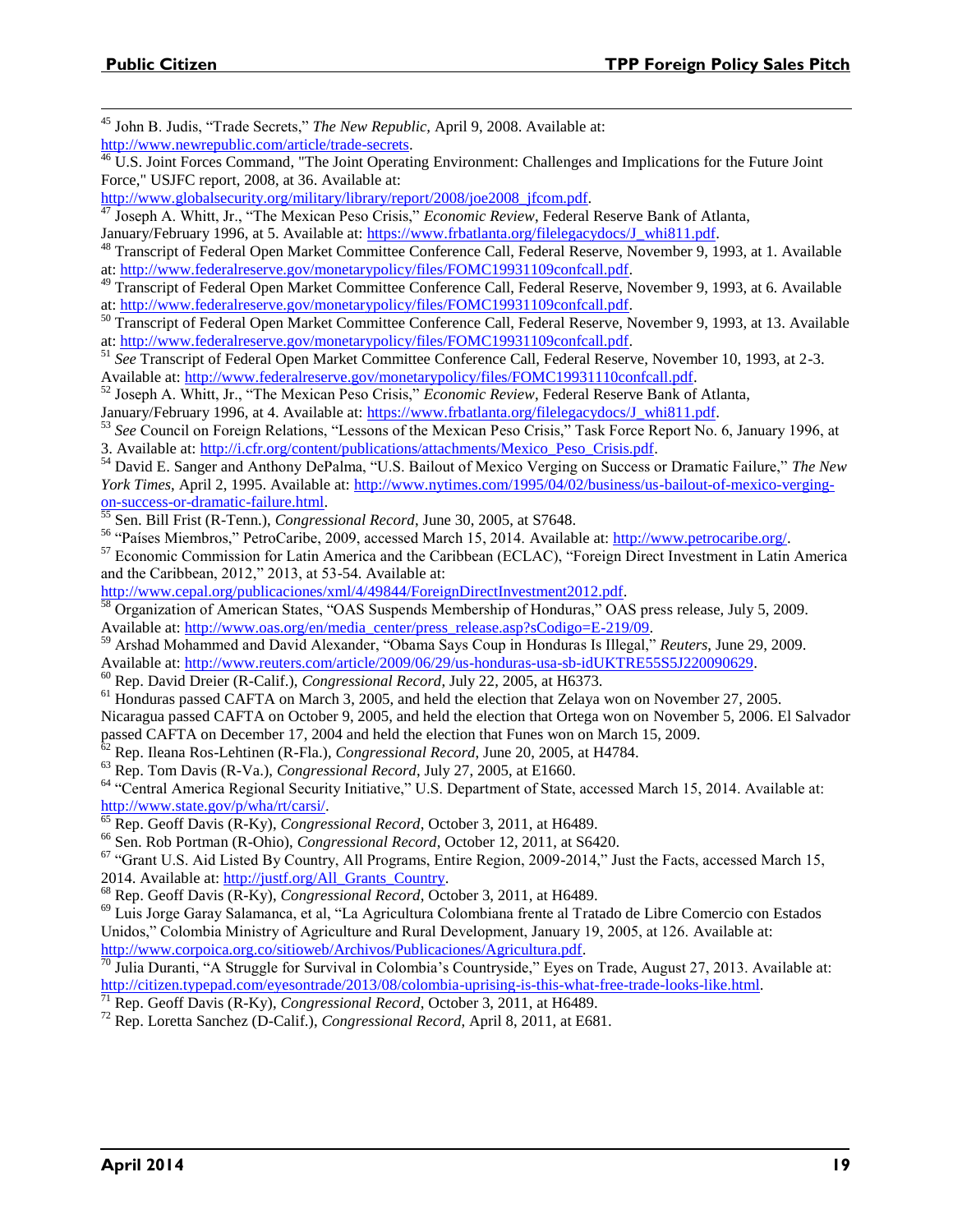[45] John B. Judis, "Trade Secrets," *The New Republic*, April 9, 2008. Available at: http://www.newrepublic.com/article/trade-secrets.

[46] U.S. Joint Forces Command, "The Joint Operating Environment: Challenges and Implications for the Future Joint Force," USJFC report, 2008, at 36. Available at: http://www.globalsecurity.org/military/library/report/2008/joe2008_jfcom.pdf.

[47] Joseph A. Whitt, Jr., "The Mexican Peso Crisis," *Economic Review*, Federal Reserve Bank of Atlanta, January/February 1996, at 5. Available at: https://www.frbatlanta.org/filelegacydocs/J_whi811.pdf.

[48] Transcript of Federal Open Market Committee Conference Call, Federal Reserve, November 9, 1993, at 1. Available at: http://www.federalreserve.gov/monetarypolicy/files/FOMC19931109confcall.pdf.

[49] Transcript of Federal Open Market Committee Conference Call, Federal Reserve, November 9, 1993, at 6. Available at: http://www.federalreserve.gov/monetarypolicy/files/FOMC19931109confcall.pdf.

[50] Transcript of Federal Open Market Committee Conference Call, Federal Reserve, November 9, 1993, at 13. Available at: http://www.federalreserve.gov/monetarypolicy/files/FOMC19931109confcall.pdf.

[51] *See* Transcript of Federal Open Market Committee Conference Call, Federal Reserve, November 10, 1993, at 2-3. Available at: http://www.federalreserve.gov/monetarypolicy/files/FOMC19931110confcall.pdf.

[52] Joseph A. Whitt, Jr., "The Mexican Peso Crisis," *Economic Review*, Federal Reserve Bank of Atlanta, January/February 1996, at 4. Available at: https://www.frbatlanta.org/filelegacydocs/J_whi811.pdf.

[53] *See* Council on Foreign Relations, "Lessons of the Mexican Peso Crisis," Task Force Report No. 6, January 1996, at 3. Available at: http://i.cfr.org/content/publications/attachments/Mexico_Peso_Crisis.pdf.

[54] David E. Sanger and Anthony DePalma, "U.S. Bailout of Mexico Verging on Success or Dramatic Failure," *The New York Times*, April 2, 1995. Available at: http://www.nytimes.com/1995/04/02/business/us-bailout-of-mexico-verging-on-success-or-dramatic-failure.html.

[55] Sen. Bill Frist (R-Tenn.), *Congressional Record*, June 30, 2005, at S7648.

[56] "Países Miembros," PetroCaribe, 2009, accessed March 15, 2014. Available at: http://www.petrocaribe.org/.

[57] Economic Commission for Latin America and the Caribbean (ECLAC), "Foreign Direct Investment in Latin America and the Caribbean, 2012," 2013, at 53-54. Available at: http://www.cepal.org/publicaciones/xml/4/49844/ForeignDirectInvestment2012.pdf.

[58] Organization of American States, "OAS Suspends Membership of Honduras," OAS press release, July 5, 2009. Available at: http://www.oas.org/en/media_center/press_release.asp?sCodigo=E-219/09.

[59] Arshad Mohammed and David Alexander, "Obama Says Coup in Honduras Is Illegal," *Reuters*, June 29, 2009. Available at: http://www.reuters.com/article/2009/06/29/us-honduras-usa-sb-idUKTRE55S5J220090629.

[60] Rep. David Dreier (R-Calif.), *Congressional Record*, July 22, 2005, at H6373.

[61] Honduras passed CAFTA on March 3, 2005, and held the election that Zelaya won on November 27, 2005. Nicaragua passed CAFTA on October 9, 2005, and held the election that Ortega won on November 5, 2006. El Salvador passed CAFTA on December 17, 2004 and held the election that Funes won on March 15, 2009.

[62] Rep. Ileana Ros-Lehtinen (R-Fla.), *Congressional Record*, June 20, 2005, at H4784.

[63] Rep. Tom Davis (R-Va.), *Congressional Record*, July 27, 2005, at E1660.

[64] "Central America Regional Security Initiative," U.S. Department of State, accessed March 15, 2014. Available at: http://www.state.gov/p/wha/rt/carsi/.

[65] Rep. Geoff Davis (R-Ky), *Congressional Record*, October 3, 2011, at H6489.

[66] Sen. Rob Portman (R-Ohio), *Congressional Record*, October 12, 2011, at S6420.

[67] "Grant U.S. Aid Listed By Country, All Programs, Entire Region, 2009-2014," Just the Facts, accessed March 15, 2014. Available at: http://justf.org/All_Grants_Country.

[68] Rep. Geoff Davis (R-Ky), *Congressional Record*, October 3, 2011, at H6489.

[69] Luis Jorge Garay Salamanca, et al, "La Agricultura Colombiana frente al Tratado de Libre Comercio con Estados Unidos," Colombia Ministry of Agriculture and Rural Development, January 19, 2005, at 126. Available at: http://www.corpoica.org.co/sitioweb/Archivos/Publicaciones/Agricultura.pdf.

[70] Julia Duranti, "A Struggle for Survival in Colombia's Countryside," Eyes on Trade, August 27, 2013. Available at: http://citizen.typepad.com/eyesontrade/2013/08/colombia-uprising-is-this-what-free-trade-looks-like.html.

[71] Rep. Geoff Davis (R-Ky), *Congressional Record*, October 3, 2011, at H6489.

[72] Rep. Loretta Sanchez (D-Calif.), *Congressional Record*, April 8, 2011, at E681.